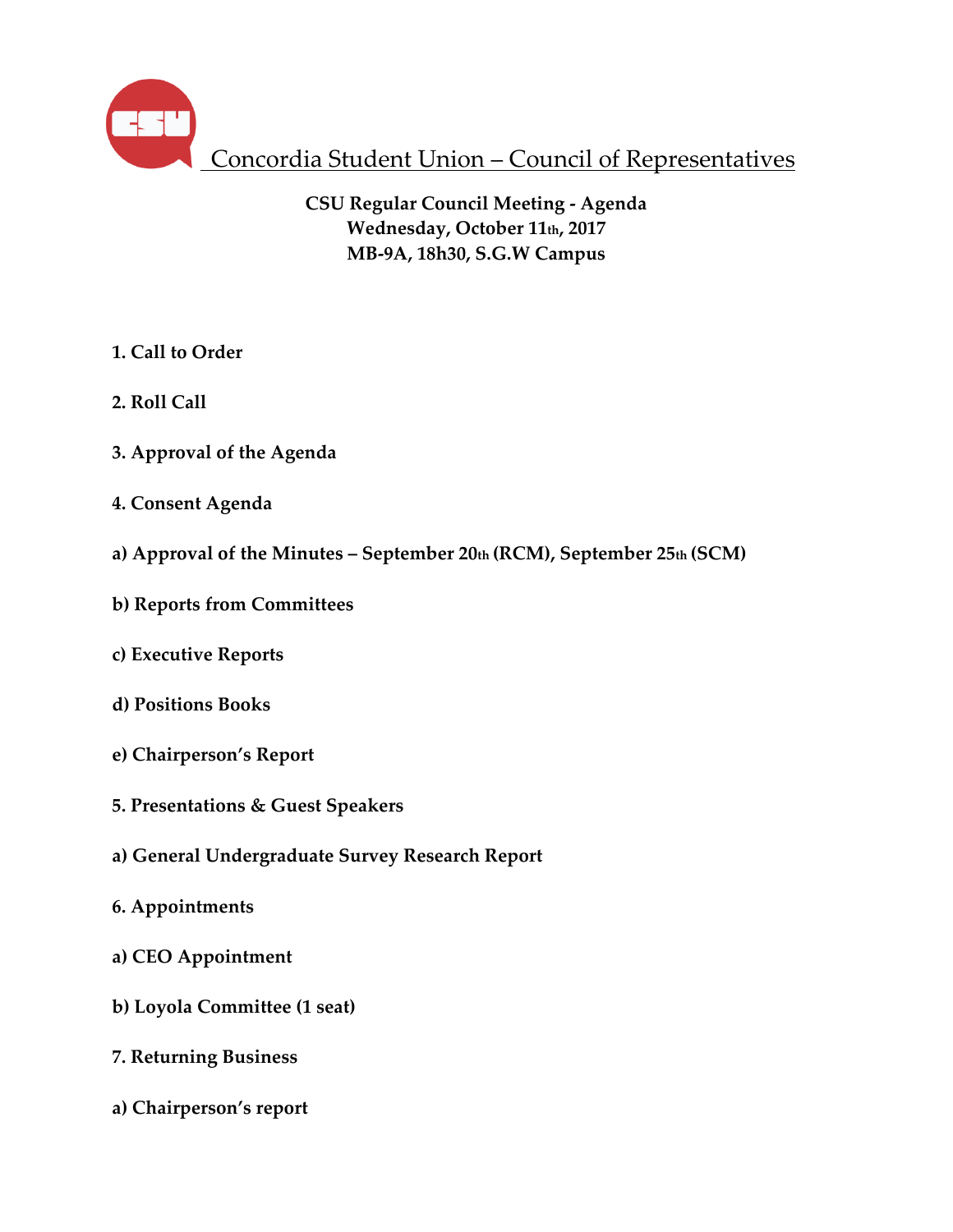# Concordia Student Union – Council of Representatives

**CSU Regular Council Meeting - Agenda**
**Wednesday, October 11th, 2017**
**MB-9A, 18h30, S.G.W Campus**

**1. Call to Order**

**2. Roll Call**

**3. Approval of the Agenda**

**4. Consent Agenda**

**a) Approval of the Minutes – September 20th (RCM), September 25th (SCM)**

**b) Reports from Committees**

**c) Executive Reports**

**d) Positions Books**

**e) Chairperson's Report**

**5. Presentations & Guest Speakers**

**a) General Undergraduate Survey Research Report**

**6. Appointments**

**a) CEO Appointment**

**b) Loyola Committee (1 seat)**

**7. Returning Business**

**a) Chairperson's report**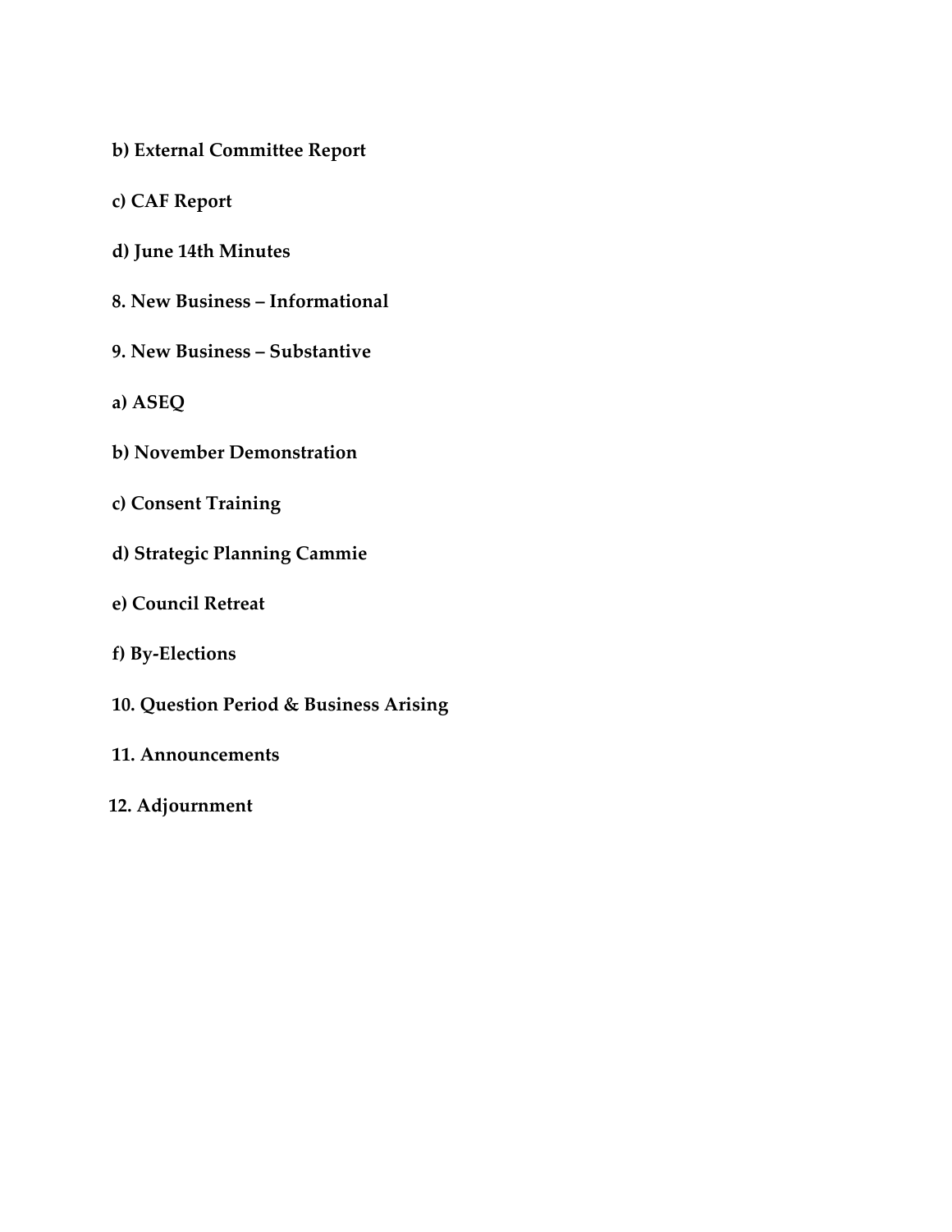**b) External Committee Report**

**c) CAF Report**

**d) June 14th Minutes**

**8. New Business – Informational**

**9. New Business – Substantive**

**a) ASEQ**

**b) November Demonstration**

**c) Consent Training**

**d) Strategic Planning Cammie**

**e) Council Retreat**

**f) By-Elections**

**10. Question Period & Business Arising**

**11. Announcements**

**12. Adjournment**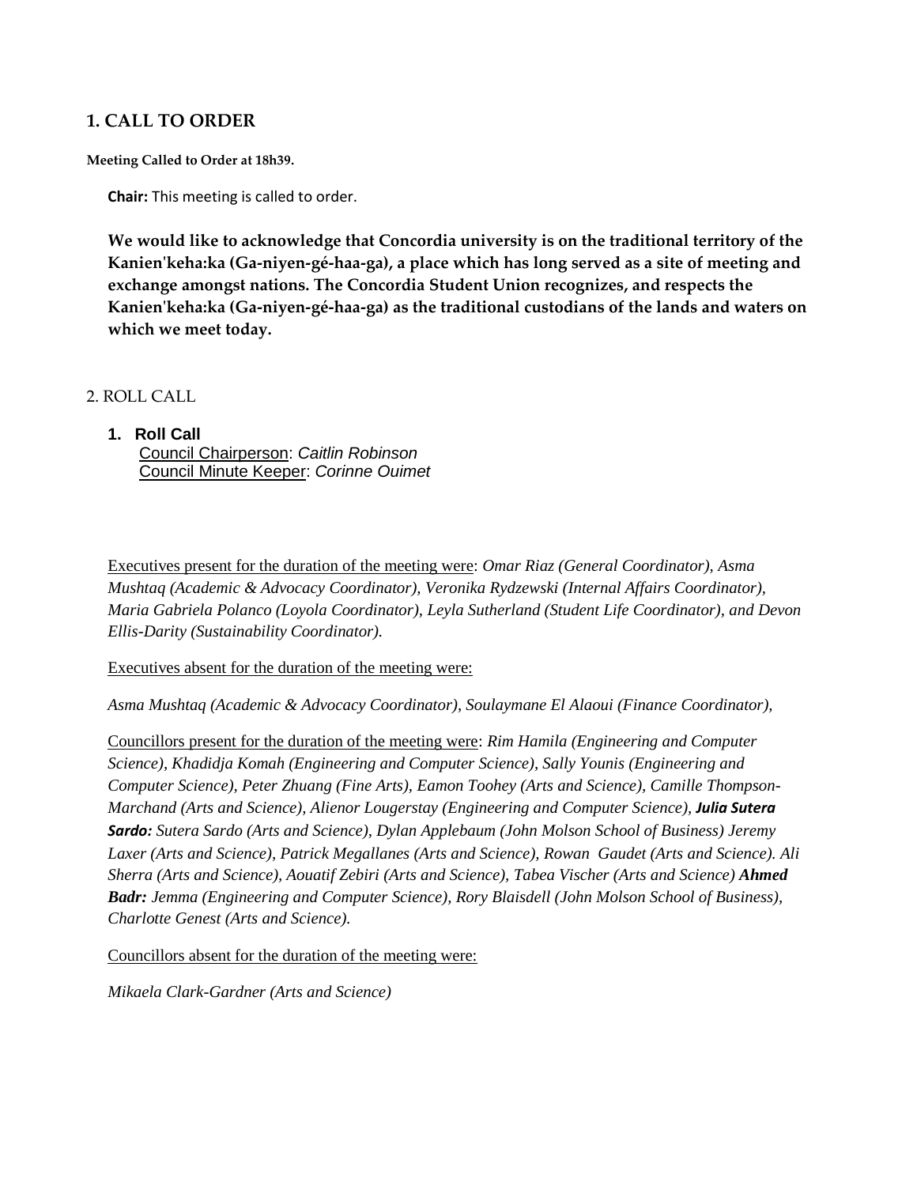## 1. CALL TO ORDER

**Meeting Called to Order at 18h39.**

**Chair:** This meeting is called to order.

**We would like to acknowledge that Concordia university is on the traditional territory of the Kanien'keha:ka (Ga-niyen-gé-haa-ga), a place which has long served as a site of meeting and exchange amongst nations. The Concordia Student Union recognizes, and respects the Kanien'keha:ka (Ga-niyen-gé-haa-ga) as the traditional custodians of the lands and waters on which we meet today.**

## 2. ROLL CALL

1. **Roll Call**
   Council Chairperson: *Caitlin Robinson*
   Council Minute Keeper: *Corinne Ouimet*

Executives present for the duration of the meeting were: *Omar Riaz (General Coordinator), Asma Mushtaq (Academic & Advocacy Coordinator), Veronika Rydzewski (Internal Affairs Coordinator), Maria Gabriela Polanco (Loyola Coordinator), Leyla Sutherland (Student Life Coordinator), and Devon Ellis-Darity (Sustainability Coordinator).*

Executives absent for the duration of the meeting were:

*Asma Mushtaq (Academic & Advocacy Coordinator), Soulaymane El Alaoui (Finance Coordinator),*

Councillors present for the duration of the meeting were: *Rim Hamila (Engineering and Computer Science), Khadidja Komah (Engineering and Computer Science), Sally Younis (Engineering and Computer Science), Peter Zhuang (Fine Arts), Eamon Toohey (Arts and Science), Camille Thompson-Marchand (Arts and Science), Alienor Lougerstay (Engineering and Computer Science),* ***Julia Sutera Sardo:*** *Sutera Sardo (Arts and Science), Dylan Applebaum (John Molson School of Business) Jeremy Laxer (Arts and Science), Patrick Megallanes (Arts and Science), Rowan Gaudet (Arts and Science). Ali Sherra (Arts and Science), Aouatif Zebiri (Arts and Science), Tabea Vischer (Arts and Science)* ***Ahmed Badr:*** *Jemma (Engineering and Computer Science), Rory Blaisdell (John Molson School of Business), Charlotte Genest (Arts and Science).*

Councillors absent for the duration of the meeting were:

*Mikaela Clark-Gardner (Arts and Science)*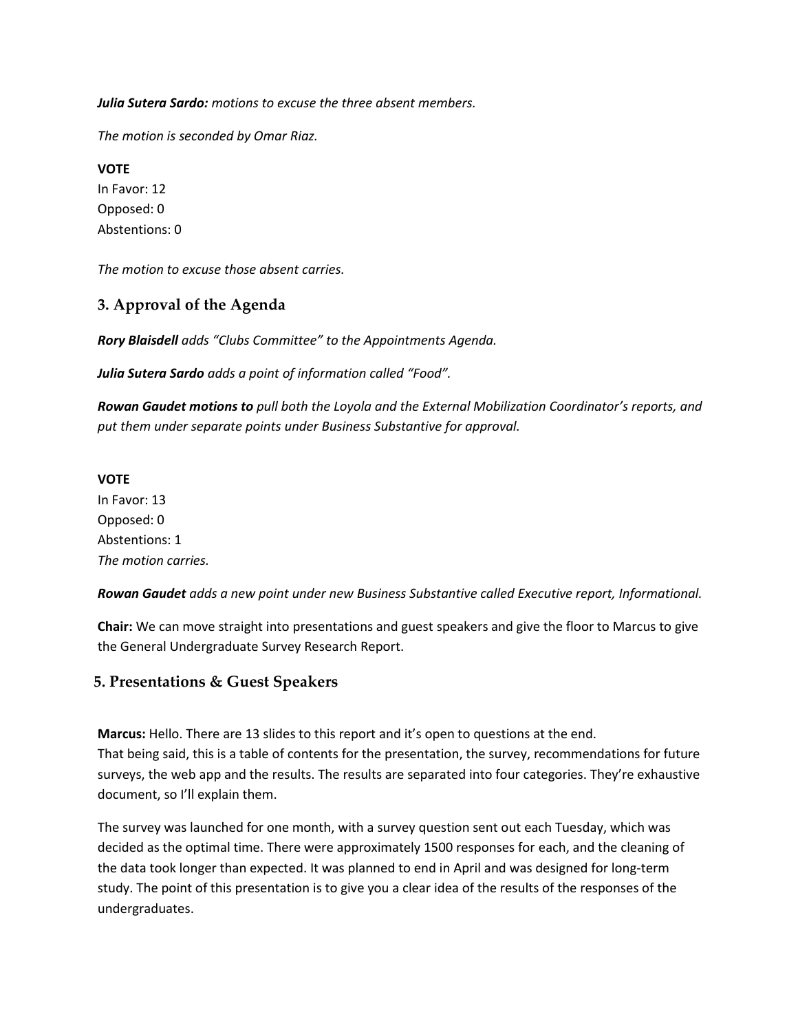***Julia Sutera Sardo:*** *motions to excuse the three absent members.*

*The motion is seconded by Omar Riaz.*

**VOTE**
In Favor: 12
Opposed: 0
Abstentions: 0

*The motion to excuse those absent carries.*

## 3. Approval of the Agenda

***Rory Blaisdell*** *adds "Clubs Committee" to the Appointments Agenda.*

***Julia Sutera Sardo*** *adds a point of information called "Food".*

***Rowan Gaudet motions to*** *pull both the Loyola and the External Mobilization Coordinator's reports, and put them under separate points under Business Substantive for approval.*

**VOTE**
In Favor: 13
Opposed: 0
Abstentions: 1
*The motion carries.*

***Rowan Gaudet*** *adds a new point under new Business Substantive called Executive report, Informational.*

**Chair:** We can move straight into presentations and guest speakers and give the floor to Marcus to give the General Undergraduate Survey Research Report.

## 5. Presentations & Guest Speakers

**Marcus:** Hello. There are 13 slides to this report and it's open to questions at the end.
That being said, this is a table of contents for the presentation, the survey, recommendations for future surveys, the web app and the results. The results are separated into four categories. They're exhaustive document, so I'll explain them.

The survey was launched for one month, with a survey question sent out each Tuesday, which was decided as the optimal time. There were approximately 1500 responses for each, and the cleaning of the data took longer than expected. It was planned to end in April and was designed for long-term study. The point of this presentation is to give you a clear idea of the results of the responses of the undergraduates.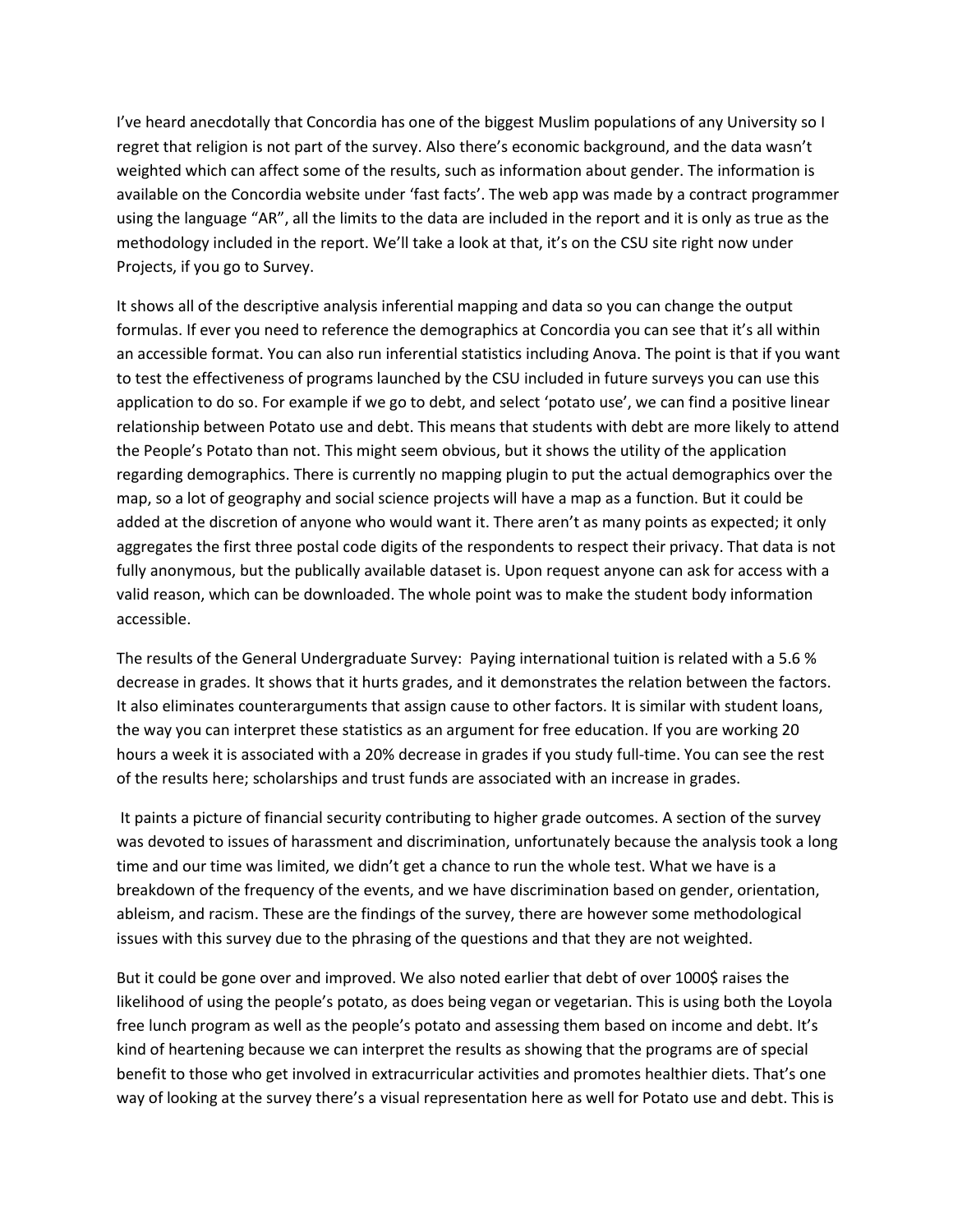I've heard anecdotally that Concordia has one of the biggest Muslim populations of any University so I regret that religion is not part of the survey. Also there's economic background, and the data wasn't weighted which can affect some of the results, such as information about gender. The information is available on the Concordia website under 'fast facts'. The web app was made by a contract programmer using the language "AR", all the limits to the data are included in the report and it is only as true as the methodology included in the report. We'll take a look at that, it's on the CSU site right now under Projects, if you go to Survey.

It shows all of the descriptive analysis inferential mapping and data so you can change the output formulas. If ever you need to reference the demographics at Concordia you can see that it's all within an accessible format. You can also run inferential statistics including Anova. The point is that if you want to test the effectiveness of programs launched by the CSU included in future surveys you can use this application to do so. For example if we go to debt, and select 'potato use', we can find a positive linear relationship between Potato use and debt. This means that students with debt are more likely to attend the People's Potato than not. This might seem obvious, but it shows the utility of the application regarding demographics. There is currently no mapping plugin to put the actual demographics over the map, so a lot of geography and social science projects will have a map as a function. But it could be added at the discretion of anyone who would want it. There aren't as many points as expected; it only aggregates the first three postal code digits of the respondents to respect their privacy. That data is not fully anonymous, but the publically available dataset is. Upon request anyone can ask for access with a valid reason, which can be downloaded. The whole point was to make the student body information accessible.

The results of the General Undergraduate Survey: Paying international tuition is related with a 5.6 % decrease in grades. It shows that it hurts grades, and it demonstrates the relation between the factors. It also eliminates counterarguments that assign cause to other factors. It is similar with student loans, the way you can interpret these statistics as an argument for free education. If you are working 20 hours a week it is associated with a 20% decrease in grades if you study full-time. You can see the rest of the results here; scholarships and trust funds are associated with an increase in grades.

It paints a picture of financial security contributing to higher grade outcomes. A section of the survey was devoted to issues of harassment and discrimination, unfortunately because the analysis took a long time and our time was limited, we didn't get a chance to run the whole test. What we have is a breakdown of the frequency of the events, and we have discrimination based on gender, orientation, ableism, and racism. These are the findings of the survey, there are however some methodological issues with this survey due to the phrasing of the questions and that they are not weighted.

But it could be gone over and improved. We also noted earlier that debt of over 1000$ raises the likelihood of using the people's potato, as does being vegan or vegetarian. This is using both the Loyola free lunch program as well as the people's potato and assessing them based on income and debt. It's kind of heartening because we can interpret the results as showing that the programs are of special benefit to those who get involved in extracurricular activities and promotes healthier diets. That's one way of looking at the survey there's a visual representation here as well for Potato use and debt. This is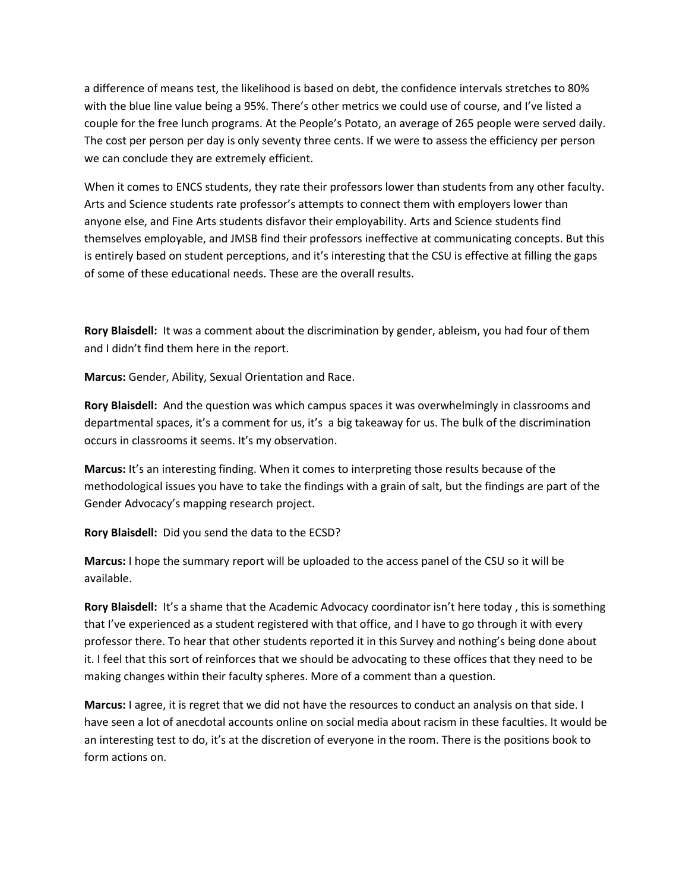a difference of means test, the likelihood is based on debt, the confidence intervals stretches to 80% with the blue line value being a 95%. There's other metrics we could use of course, and I've listed a couple for the free lunch programs. At the People's Potato, an average of 265 people were served daily. The cost per person per day is only seventy three cents. If we were to assess the efficiency per person we can conclude they are extremely efficient.

When it comes to ENCS students, they rate their professors lower than students from any other faculty. Arts and Science students rate professor's attempts to connect them with employers lower than anyone else, and Fine Arts students disfavor their employability. Arts and Science students find themselves employable, and JMSB find their professors ineffective at communicating concepts. But this is entirely based on student perceptions, and it's interesting that the CSU is effective at filling the gaps of some of these educational needs. These are the overall results.

**Rory Blaisdell:** It was a comment about the discrimination by gender, ableism, you had four of them and I didn't find them here in the report.

**Marcus:** Gender, Ability, Sexual Orientation and Race.

**Rory Blaisdell:** And the question was which campus spaces it was overwhelmingly in classrooms and departmental spaces, it's a comment for us, it's a big takeaway for us. The bulk of the discrimination occurs in classrooms it seems. It's my observation.

**Marcus:** It's an interesting finding. When it comes to interpreting those results because of the methodological issues you have to take the findings with a grain of salt, but the findings are part of the Gender Advocacy's mapping research project.

**Rory Blaisdell:** Did you send the data to the ECSD?

**Marcus:** I hope the summary report will be uploaded to the access panel of the CSU so it will be available.

**Rory Blaisdell:** It's a shame that the Academic Advocacy coordinator isn't here today , this is something that I've experienced as a student registered with that office, and I have to go through it with every professor there. To hear that other students reported it in this Survey and nothing's being done about it. I feel that this sort of reinforces that we should be advocating to these offices that they need to be making changes within their faculty spheres. More of a comment than a question.

**Marcus:** I agree, it is regret that we did not have the resources to conduct an analysis on that side. I have seen a lot of anecdotal accounts online on social media about racism in these faculties. It would be an interesting test to do, it's at the discretion of everyone in the room. There is the positions book to form actions on.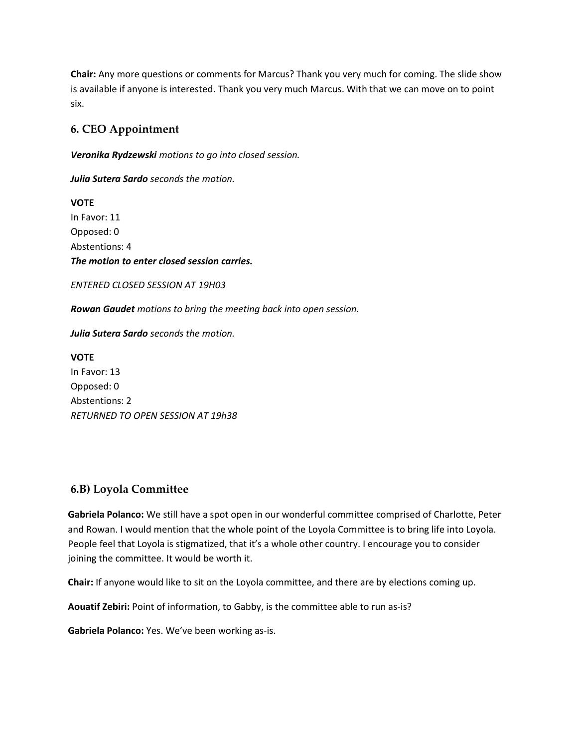**Chair:** Any more questions or comments for Marcus? Thank you very much for coming. The slide show is available if anyone is interested. Thank you very much Marcus. With that we can move on to point six.

## 6. CEO Appointment

***Veronika Rydzewski*** *motions to go into closed session.*

***Julia Sutera Sardo*** *seconds the motion.*

**VOTE**
In Favor: 11
Opposed: 0
Abstentions: 4
***The motion to enter closed session carries.***

*ENTERED CLOSED SESSION AT 19H03*

***Rowan Gaudet*** *motions to bring the meeting back into open session.*

***Julia Sutera Sardo*** *seconds the motion.*

**VOTE**
In Favor: 13
Opposed: 0
Abstentions: 2
*RETURNED TO OPEN SESSION AT 19h38*

## 6.B) Loyola Committee

**Gabriela Polanco:** We still have a spot open in our wonderful committee comprised of Charlotte, Peter and Rowan. I would mention that the whole point of the Loyola Committee is to bring life into Loyola. People feel that Loyola is stigmatized, that it's a whole other country. I encourage you to consider joining the committee. It would be worth it.

**Chair:** If anyone would like to sit on the Loyola committee, and there are by elections coming up.

**Aouatif Zebiri:** Point of information, to Gabby, is the committee able to run as-is?

**Gabriela Polanco:** Yes. We've been working as-is.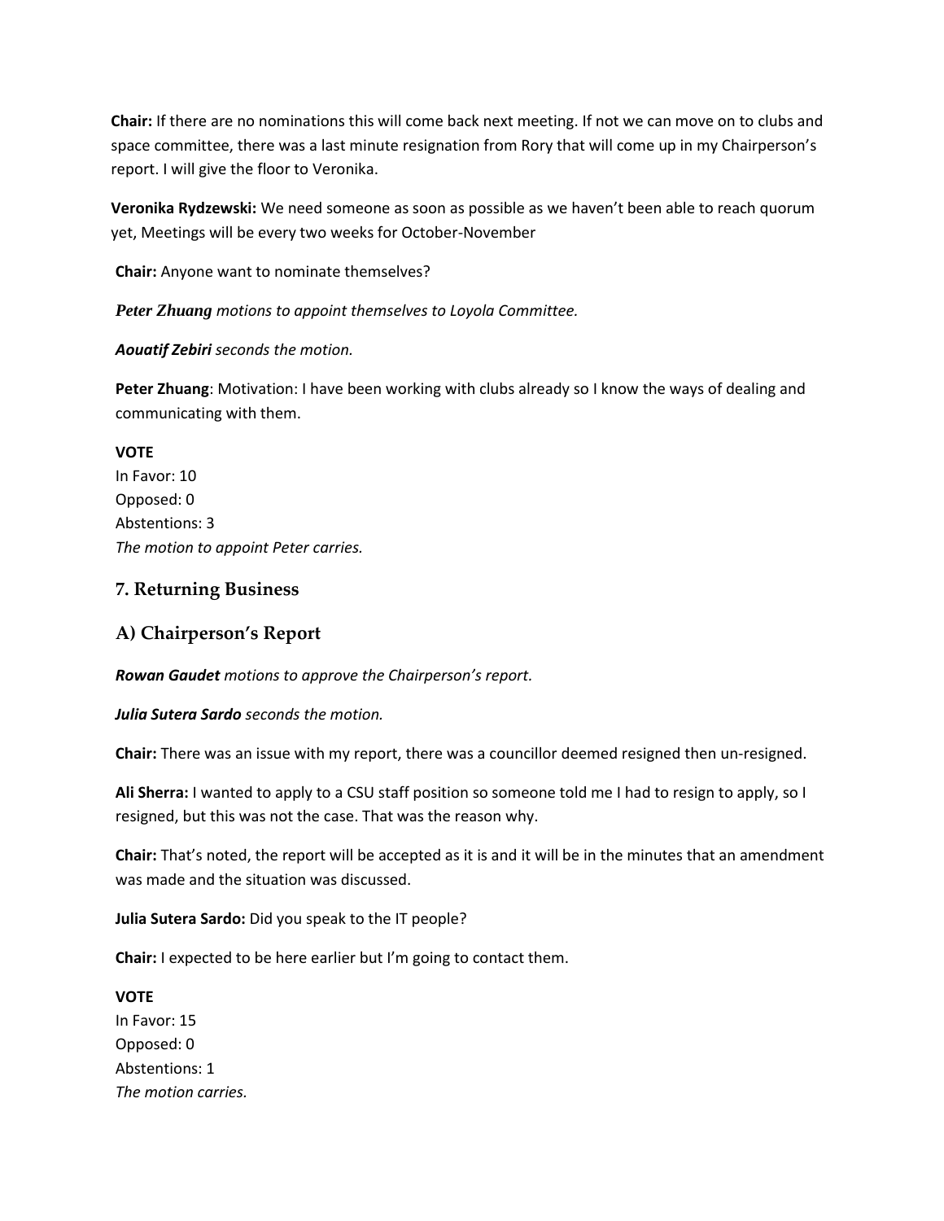**Chair:** If there are no nominations this will come back next meeting. If not we can move on to clubs and space committee, there was a last minute resignation from Rory that will come up in my Chairperson's report. I will give the floor to Veronika.

**Veronika Rydzewski:** We need someone as soon as possible as we haven't been able to reach quorum yet, Meetings will be every two weeks for October-November

**Chair:** Anyone want to nominate themselves?

***Peter Zhuang*** *motions to appoint themselves to Loyola Committee.*

***Aouatif Zebiri*** *seconds the motion.*

**Peter Zhuang**: Motivation: I have been working with clubs already so I know the ways of dealing and communicating with them.

**VOTE**
In Favor: 10
Opposed: 0
Abstentions: 3
*The motion to appoint Peter carries.*

## 7. Returning Business

## A) Chairperson's Report

***Rowan Gaudet*** *motions to approve the Chairperson's report.*

***Julia Sutera Sardo*** *seconds the motion.*

**Chair:** There was an issue with my report, there was a councillor deemed resigned then un-resigned.

**Ali Sherra:** I wanted to apply to a CSU staff position so someone told me I had to resign to apply, so I resigned, but this was not the case. That was the reason why.

**Chair:** That's noted, the report will be accepted as it is and it will be in the minutes that an amendment was made and the situation was discussed.

**Julia Sutera Sardo:** Did you speak to the IT people?

**Chair:** I expected to be here earlier but I'm going to contact them.

**VOTE**
In Favor: 15
Opposed: 0
Abstentions: 1
*The motion carries.*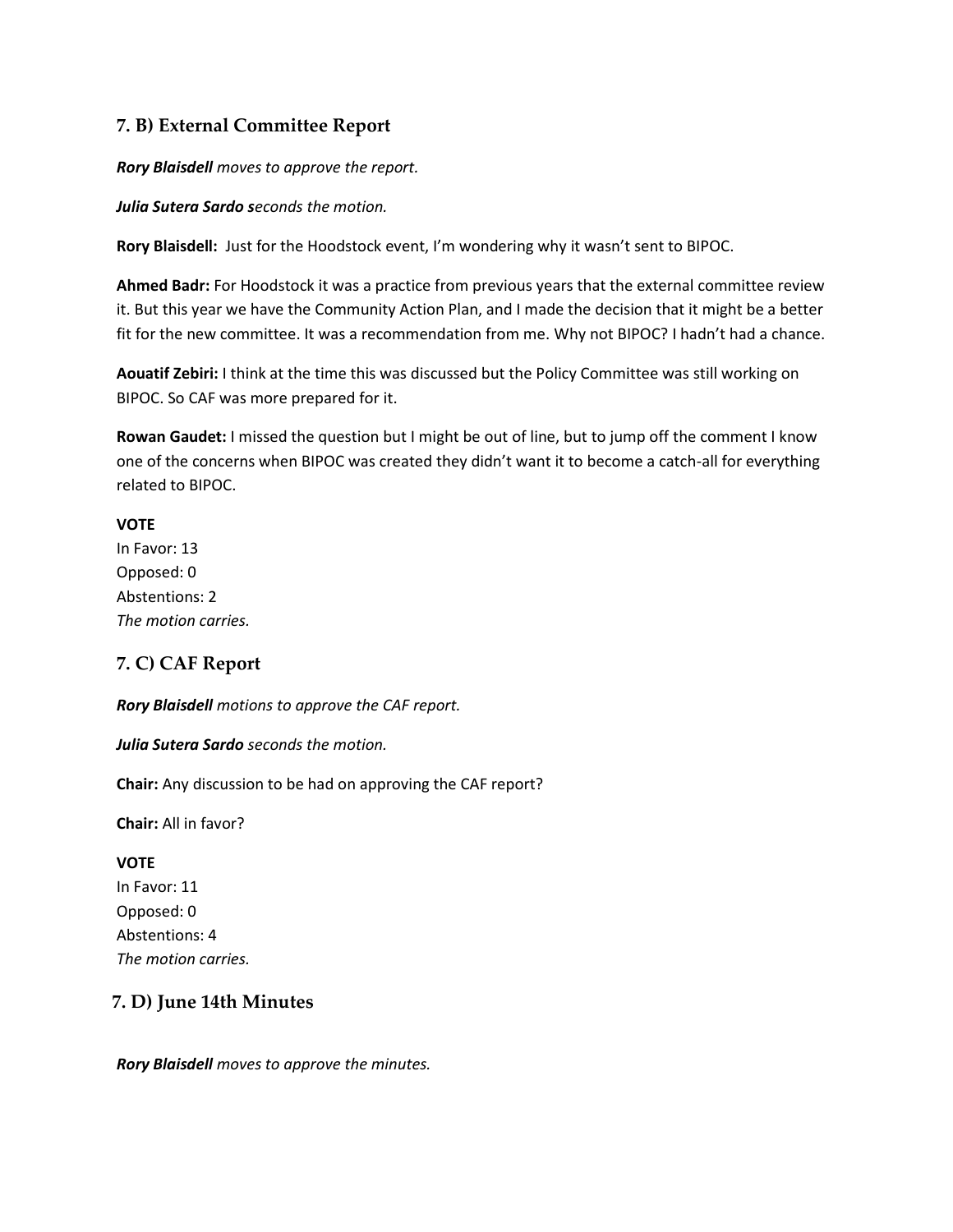## 7. B) External Committee Report

***Rory Blaisdell** moves to approve the report.*

***Julia Sutera Sardo s**econds the motion.*

**Rory Blaisdell:** Just for the Hoodstock event, I'm wondering why it wasn't sent to BIPOC.

**Ahmed Badr:** For Hoodstock it was a practice from previous years that the external committee review it. But this year we have the Community Action Plan, and I made the decision that it might be a better fit for the new committee. It was a recommendation from me. Why not BIPOC? I hadn't had a chance.

**Aouatif Zebiri:** I think at the time this was discussed but the Policy Committee was still working on BIPOC. So CAF was more prepared for it.

**Rowan Gaudet:** I missed the question but I might be out of line, but to jump off the comment I know one of the concerns when BIPOC was created they didn't want it to become a catch-all for everything related to BIPOC.

**VOTE**
In Favor: 13
Opposed: 0
Abstentions: 2
*The motion carries.*

## 7. C) CAF Report

***Rory Blaisdell** motions to approve the CAF report.*

***Julia Sutera Sardo** seconds the motion.*

**Chair:** Any discussion to be had on approving the CAF report?

**Chair:** All in favor?

**VOTE**
In Favor: 11
Opposed: 0
Abstentions: 4
*The motion carries.*

## 7. D) June 14th Minutes

***Rory Blaisdell** moves to approve the minutes.*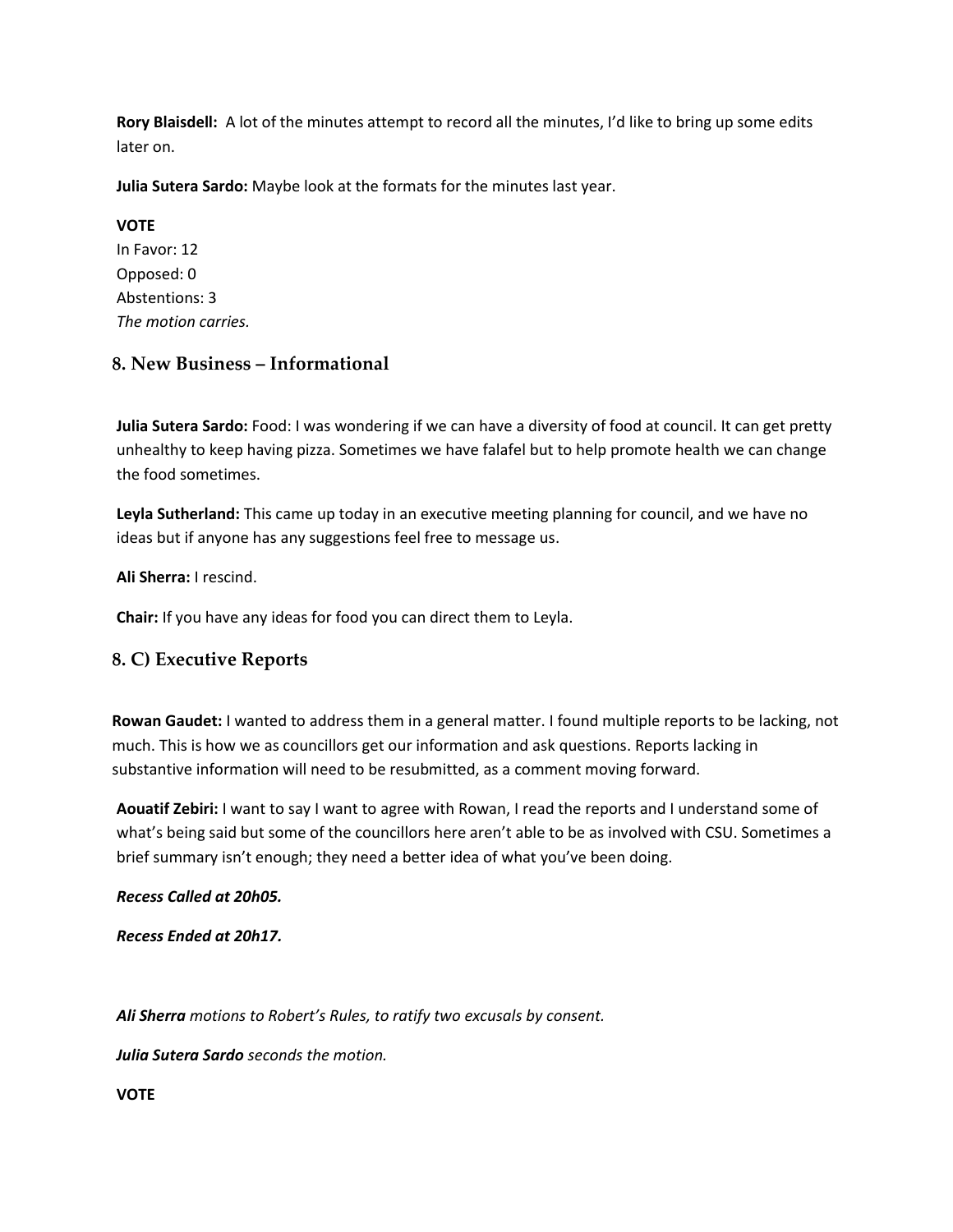**Rory Blaisdell:** A lot of the minutes attempt to record all the minutes, I'd like to bring up some edits later on.

**Julia Sutera Sardo:** Maybe look at the formats for the minutes last year.

**VOTE**
In Favor: 12
Opposed: 0
Abstentions: 3
*The motion carries.*

## 8. New Business – Informational

**Julia Sutera Sardo:** Food: I was wondering if we can have a diversity of food at council. It can get pretty unhealthy to keep having pizza. Sometimes we have falafel but to help promote health we can change the food sometimes.

**Leyla Sutherland:** This came up today in an executive meeting planning for council, and we have no ideas but if anyone has any suggestions feel free to message us.

**Ali Sherra:** I rescind.

**Chair:** If you have any ideas for food you can direct them to Leyla.

## 8. C) Executive Reports

**Rowan Gaudet:** I wanted to address them in a general matter. I found multiple reports to be lacking, not much. This is how we as councillors get our information and ask questions. Reports lacking in substantive information will need to be resubmitted, as a comment moving forward.

**Aouatif Zebiri:** I want to say I want to agree with Rowan, I read the reports and I understand some of what's being said but some of the councillors here aren't able to be as involved with CSU. Sometimes a brief summary isn't enough; they need a better idea of what you've been doing.

***Recess Called at 20h05.***

***Recess Ended at 20h17.***

***Ali Sherra*** *motions to Robert's Rules, to ratify two excusals by consent.*

***Julia Sutera Sardo*** *seconds the motion.*

**VOTE**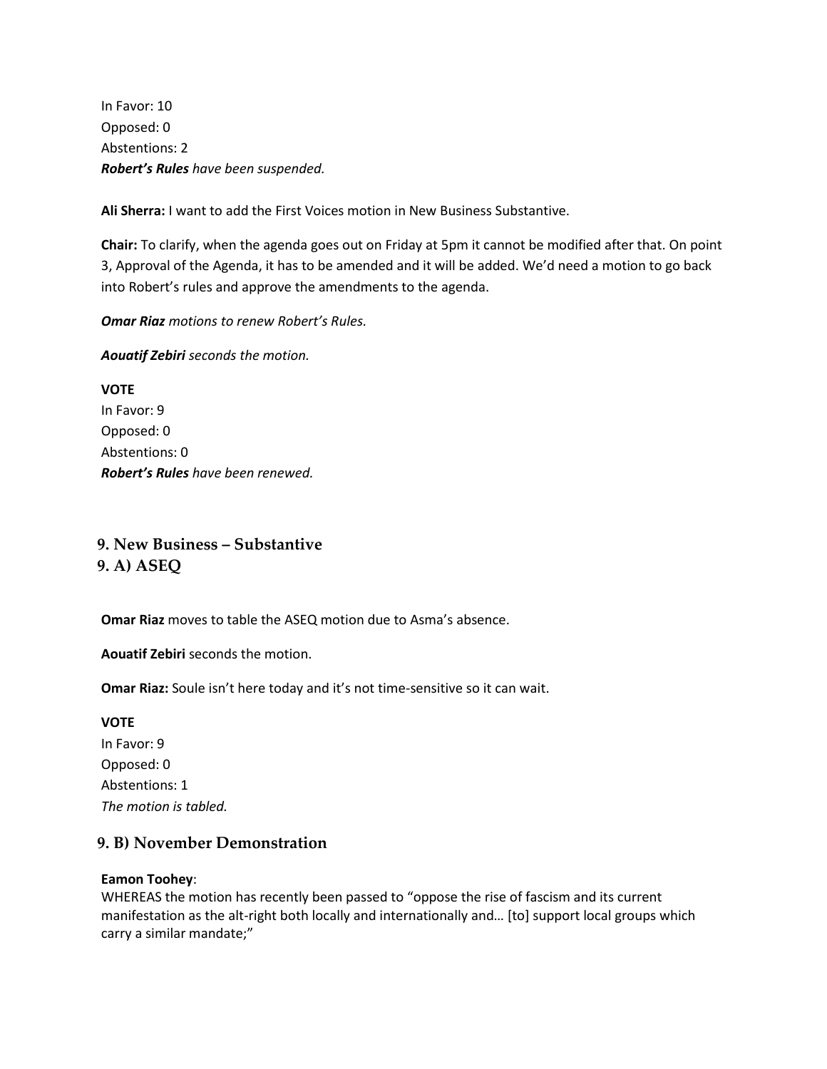In Favor: 10
Opposed: 0
Abstentions: 2
***Robert's Rules*** *have been suspended.*

**Ali Sherra:** I want to add the First Voices motion in New Business Substantive.

**Chair:** To clarify, when the agenda goes out on Friday at 5pm it cannot be modified after that. On point 3, Approval of the Agenda, it has to be amended and it will be added. We'd need a motion to go back into Robert's rules and approve the amendments to the agenda.

***Omar Riaz*** *motions to renew Robert's Rules.*

***Aouatif Zebiri*** *seconds the motion.*

**VOTE**
In Favor: 9
Opposed: 0
Abstentions: 0
***Robert's Rules*** *have been renewed.*

## 9. New Business – Substantive

## 9. A) ASEQ

**Omar Riaz** moves to table the ASEQ motion due to Asma's absence.

**Aouatif Zebiri** seconds the motion.

**Omar Riaz:** Soule isn't here today and it's not time-sensitive so it can wait.

**VOTE**
In Favor: 9
Opposed: 0
Abstentions: 1
*The motion is tabled.*

## 9. B) November Demonstration

**Eamon Toohey**:
WHEREAS the motion has recently been passed to "oppose the rise of fascism and its current manifestation as the alt-right both locally and internationally and… [to] support local groups which carry a similar mandate;"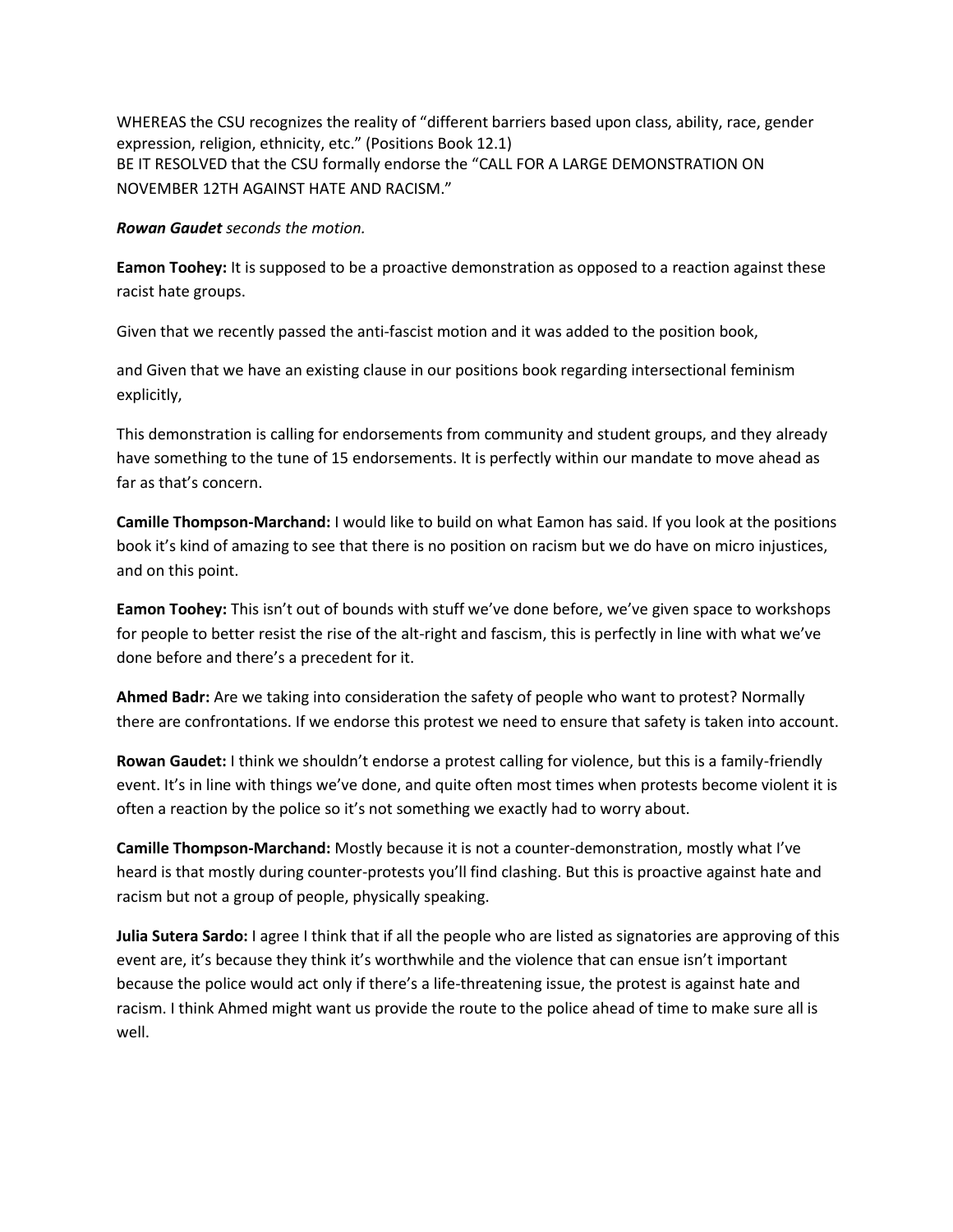WHEREAS the CSU recognizes the reality of "different barriers based upon class, ability, race, gender expression, religion, ethnicity, etc." (Positions Book 12.1)
BE IT RESOLVED that the CSU formally endorse the "CALL FOR A LARGE DEMONSTRATION ON NOVEMBER 12TH AGAINST HATE AND RACISM."

***Rowan Gaudet** seconds the motion.*

**Eamon Toohey:** It is supposed to be a proactive demonstration as opposed to a reaction against these racist hate groups.

Given that we recently passed the anti-fascist motion and it was added to the position book,

and Given that we have an existing clause in our positions book regarding intersectional feminism explicitly,

This demonstration is calling for endorsements from community and student groups, and they already have something to the tune of 15 endorsements. It is perfectly within our mandate to move ahead as far as that's concern.

**Camille Thompson-Marchand:** I would like to build on what Eamon has said. If you look at the positions book it's kind of amazing to see that there is no position on racism but we do have on micro injustices, and on this point.

**Eamon Toohey:** This isn't out of bounds with stuff we've done before, we've given space to workshops for people to better resist the rise of the alt-right and fascism, this is perfectly in line with what we've done before and there's a precedent for it.

**Ahmed Badr:** Are we taking into consideration the safety of people who want to protest? Normally there are confrontations. If we endorse this protest we need to ensure that safety is taken into account.

**Rowan Gaudet:** I think we shouldn't endorse a protest calling for violence, but this is a family-friendly event. It's in line with things we've done, and quite often most times when protests become violent it is often a reaction by the police so it's not something we exactly had to worry about.

**Camille Thompson-Marchand:** Mostly because it is not a counter-demonstration, mostly what I've heard is that mostly during counter-protests you'll find clashing. But this is proactive against hate and racism but not a group of people, physically speaking.

**Julia Sutera Sardo:** I agree I think that if all the people who are listed as signatories are approving of this event are, it's because they think it's worthwhile and the violence that can ensue isn't important because the police would act only if there's a life-threatening issue, the protest is against hate and racism. I think Ahmed might want us provide the route to the police ahead of time to make sure all is well.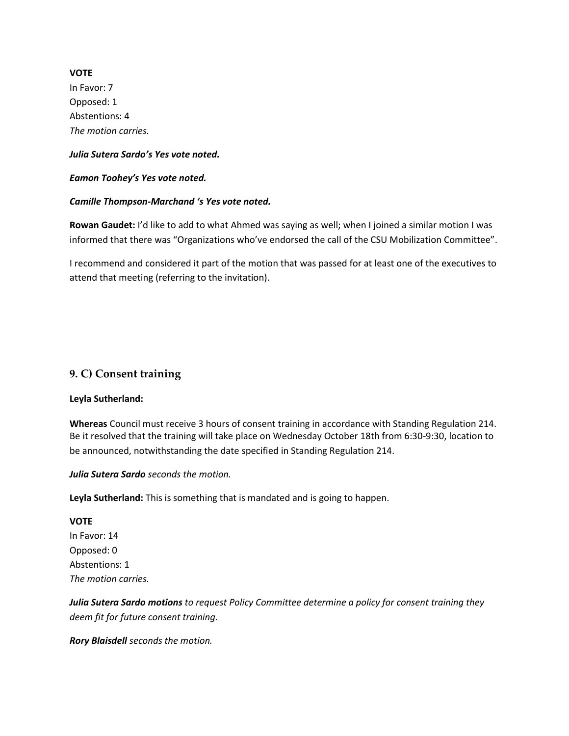**VOTE**
In Favor: 7
Opposed: 1
Abstentions: 4
*The motion carries.*

***Julia Sutera Sardo's Yes vote noted.***

***Eamon Toohey's Yes vote noted.***

***Camille Thompson-Marchand 's Yes vote noted.***

**Rowan Gaudet:** I'd like to add to what Ahmed was saying as well; when I joined a similar motion I was informed that there was "Organizations who've endorsed the call of the CSU Mobilization Committee".

I recommend and considered it part of the motion that was passed for at least one of the executives to attend that meeting (referring to the invitation).

## 9. C) Consent training

**Leyla Sutherland:**

**Whereas** Council must receive 3 hours of consent training in accordance with Standing Regulation 214. Be it resolved that the training will take place on Wednesday October 18th from 6:30-9:30, location to be announced, notwithstanding the date specified in Standing Regulation 214.

***Julia Sutera Sardo*** *seconds the motion.*

**Leyla Sutherland:** This is something that is mandated and is going to happen.

**VOTE**
In Favor: 14
Opposed: 0
Abstentions: 1
*The motion carries.*

***Julia Sutera Sardo motions*** *to request Policy Committee determine a policy for consent training they deem fit for future consent training.*

***Rory Blaisdell*** *seconds the motion.*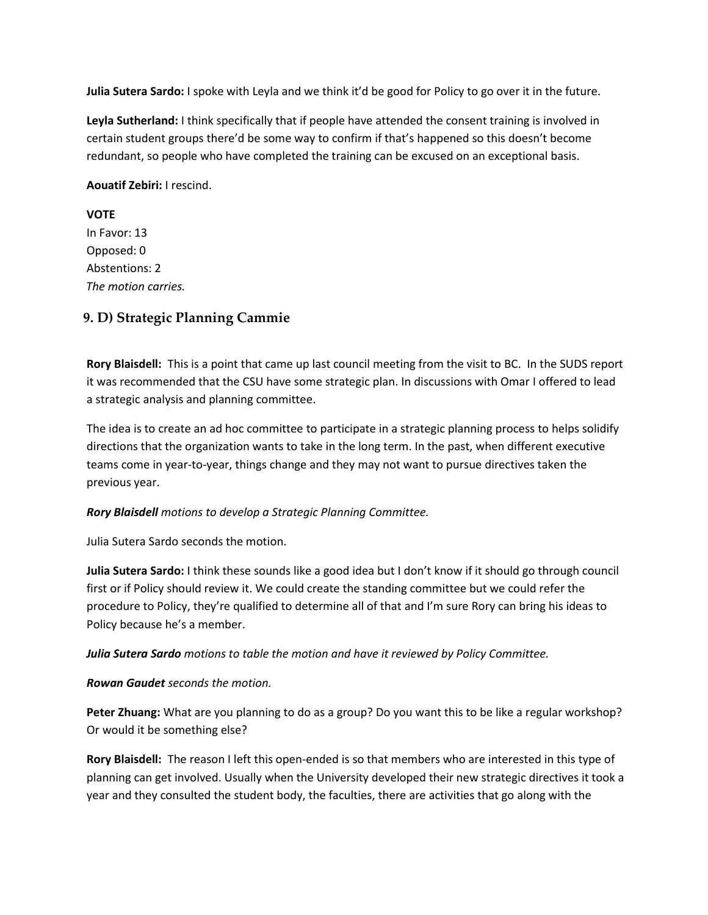**Julia Sutera Sardo:** I spoke with Leyla and we think it'd be good for Policy to go over it in the future.

**Leyla Sutherland:** I think specifically that if people have attended the consent training is involved in certain student groups there'd be some way to confirm if that's happened so this doesn't become redundant, so people who have completed the training can be excused on an exceptional basis.

**Aouatif Zebiri:** I rescind.

**VOTE**
In Favor: 13
Opposed: 0
Abstentions: 2
*The motion carries.*

## 9. D) Strategic Planning Cammie

**Rory Blaisdell:** This is a point that came up last council meeting from the visit to BC. In the SUDS report it was recommended that the CSU have some strategic plan. In discussions with Omar I offered to lead a strategic analysis and planning committee.

The idea is to create an ad hoc committee to participate in a strategic planning process to helps solidify directions that the organization wants to take in the long term. In the past, when different executive teams come in year-to-year, things change and they may not want to pursue directives taken the previous year.

***Rory Blaisdell** motions to develop a Strategic Planning Committee.*

Julia Sutera Sardo seconds the motion.

**Julia Sutera Sardo:** I think these sounds like a good idea but I don't know if it should go through council first or if Policy should review it. We could create the standing committee but we could refer the procedure to Policy, they're qualified to determine all of that and I'm sure Rory can bring his ideas to Policy because he's a member.

***Julia Sutera Sardo** motions to table the motion and have it reviewed by Policy Committee.*

***Rowan Gaudet** seconds the motion.*

**Peter Zhuang:** What are you planning to do as a group? Do you want this to be like a regular workshop? Or would it be something else?

**Rory Blaisdell:** The reason I left this open-ended is so that members who are interested in this type of planning can get involved. Usually when the University developed their new strategic directives it took a year and they consulted the student body, the faculties, there are activities that go along with the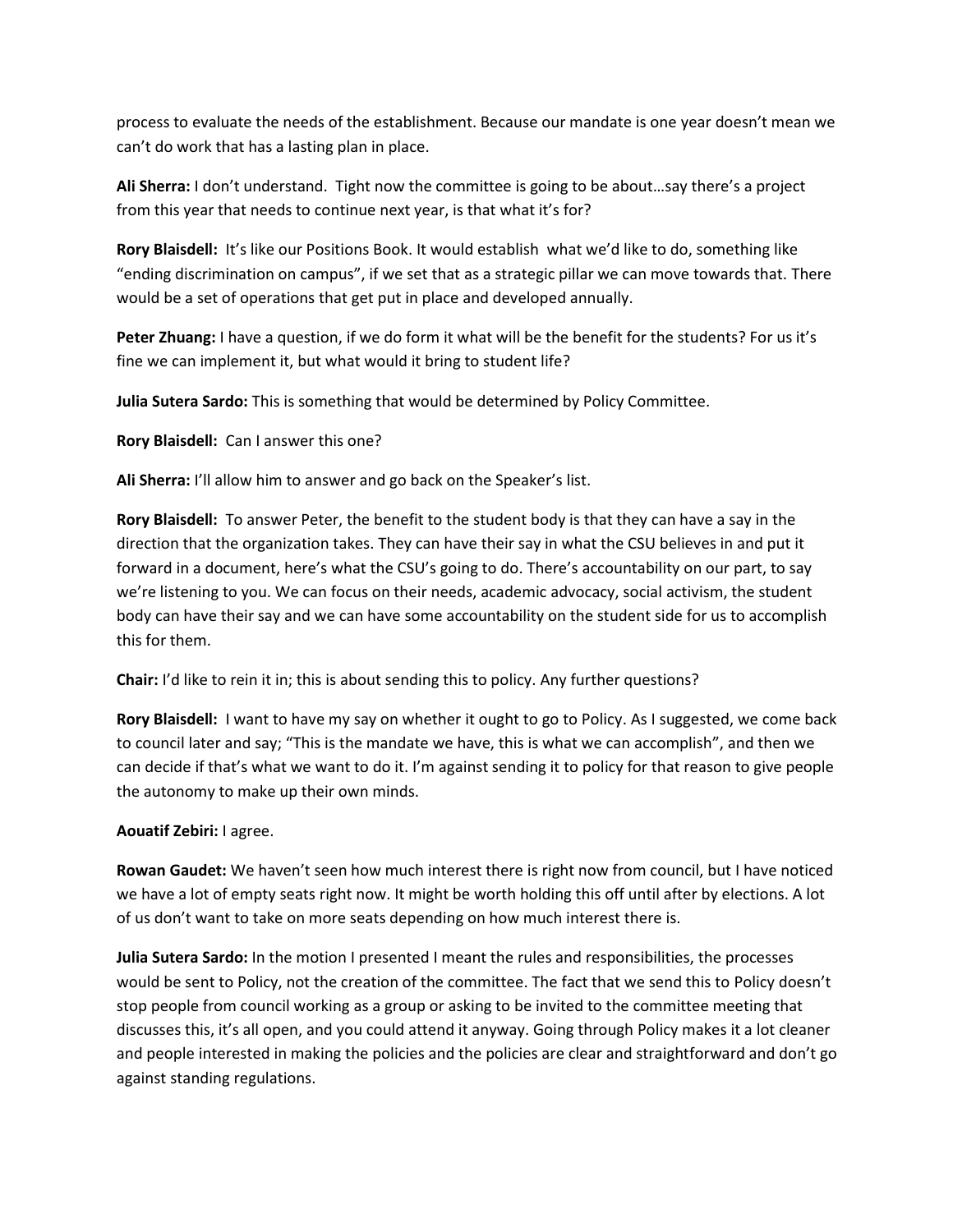process to evaluate the needs of the establishment. Because our mandate is one year doesn't mean we can't do work that has a lasting plan in place.

**Ali Sherra:** I don't understand. Tight now the committee is going to be about…say there's a project from this year that needs to continue next year, is that what it's for?

**Rory Blaisdell:** It's like our Positions Book. It would establish what we'd like to do, something like "ending discrimination on campus", if we set that as a strategic pillar we can move towards that. There would be a set of operations that get put in place and developed annually.

**Peter Zhuang:** I have a question, if we do form it what will be the benefit for the students? For us it's fine we can implement it, but what would it bring to student life?

**Julia Sutera Sardo:** This is something that would be determined by Policy Committee.

**Rory Blaisdell:** Can I answer this one?

**Ali Sherra:** I'll allow him to answer and go back on the Speaker's list.

**Rory Blaisdell:** To answer Peter, the benefit to the student body is that they can have a say in the direction that the organization takes. They can have their say in what the CSU believes in and put it forward in a document, here's what the CSU's going to do. There's accountability on our part, to say we're listening to you. We can focus on their needs, academic advocacy, social activism, the student body can have their say and we can have some accountability on the student side for us to accomplish this for them.

**Chair:** I'd like to rein it in; this is about sending this to policy. Any further questions?

**Rory Blaisdell:** I want to have my say on whether it ought to go to Policy. As I suggested, we come back to council later and say; "This is the mandate we have, this is what we can accomplish", and then we can decide if that's what we want to do it. I'm against sending it to policy for that reason to give people the autonomy to make up their own minds.

**Aouatif Zebiri:** I agree.

**Rowan Gaudet:** We haven't seen how much interest there is right now from council, but I have noticed we have a lot of empty seats right now. It might be worth holding this off until after by elections. A lot of us don't want to take on more seats depending on how much interest there is.

**Julia Sutera Sardo:** In the motion I presented I meant the rules and responsibilities, the processes would be sent to Policy, not the creation of the committee. The fact that we send this to Policy doesn't stop people from council working as a group or asking to be invited to the committee meeting that discusses this, it's all open, and you could attend it anyway. Going through Policy makes it a lot cleaner and people interested in making the policies and the policies are clear and straightforward and don't go against standing regulations.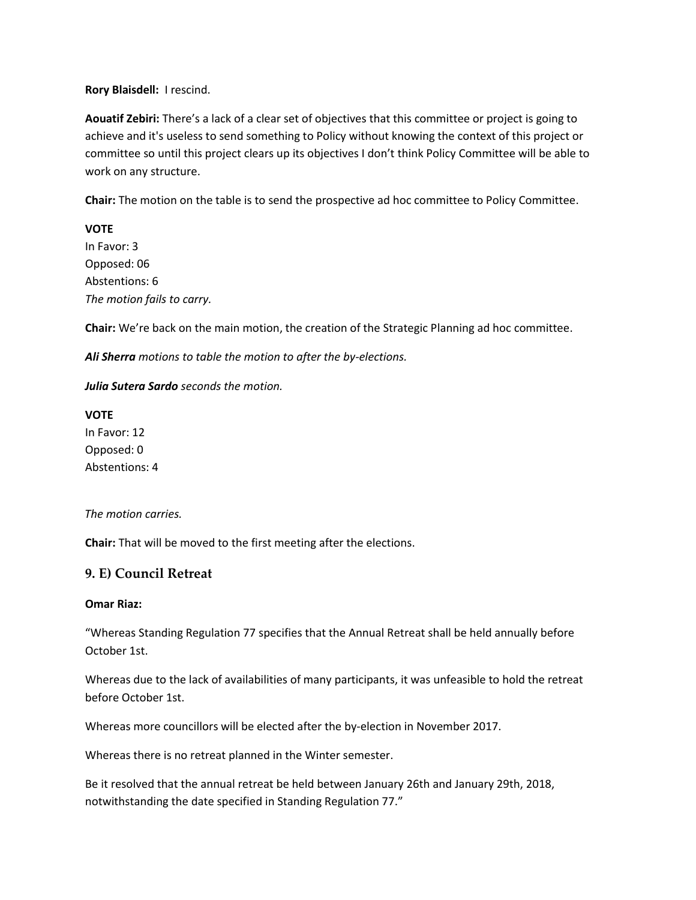**Rory Blaisdell:** I rescind.

**Aouatif Zebiri:** There's a lack of a clear set of objectives that this committee or project is going to achieve and it's useless to send something to Policy without knowing the context of this project or committee so until this project clears up its objectives I don't think Policy Committee will be able to work on any structure.

**Chair:** The motion on the table is to send the prospective ad hoc committee to Policy Committee.

**VOTE**
In Favor: 3
Opposed: 06
Abstentions: 6
*The motion fails to carry.*

**Chair:** We're back on the main motion, the creation of the Strategic Planning ad hoc committee.

***Ali Sherra*** *motions to table the motion to after the by-elections.*

***Julia Sutera Sardo*** *seconds the motion.*

**VOTE**
In Favor: 12
Opposed: 0
Abstentions: 4

*The motion carries.*

**Chair:** That will be moved to the first meeting after the elections.

## 9. E) Council Retreat

**Omar Riaz:**

"Whereas Standing Regulation 77 specifies that the Annual Retreat shall be held annually before October 1st.

Whereas due to the lack of availabilities of many participants, it was unfeasible to hold the retreat before October 1st.

Whereas more councillors will be elected after the by-election in November 2017.

Whereas there is no retreat planned in the Winter semester.

Be it resolved that the annual retreat be held between January 26th and January 29th, 2018, notwithstanding the date specified in Standing Regulation 77."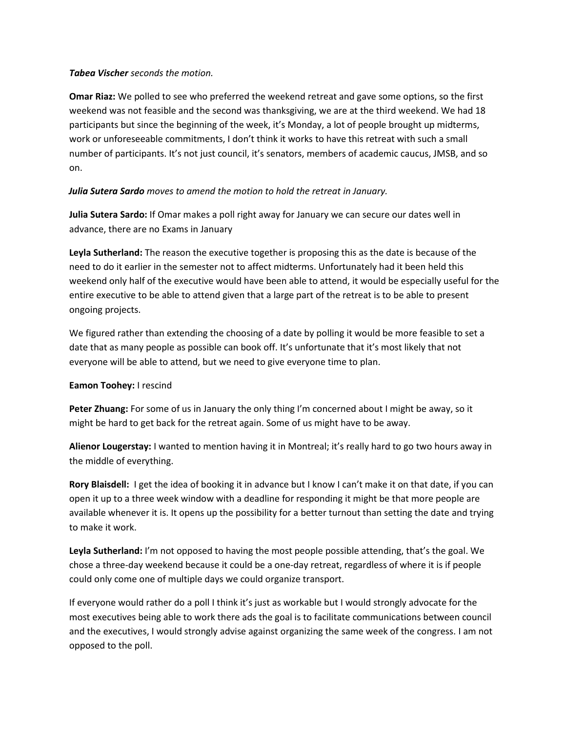***Tabea Vischer** seconds the motion.*

**Omar Riaz:** We polled to see who preferred the weekend retreat and gave some options, so the first weekend was not feasible and the second was thanksgiving, we are at the third weekend. We had 18 participants but since the beginning of the week, it's Monday, a lot of people brought up midterms, work or unforeseeable commitments, I don't think it works to have this retreat with such a small number of participants. It's not just council, it's senators, members of academic caucus, JMSB, and so on.

***Julia Sutera Sardo** moves to amend the motion to hold the retreat in January.*

**Julia Sutera Sardo:** If Omar makes a poll right away for January we can secure our dates well in advance, there are no Exams in January

**Leyla Sutherland:** The reason the executive together is proposing this as the date is because of the need to do it earlier in the semester not to affect midterms. Unfortunately had it been held this weekend only half of the executive would have been able to attend, it would be especially useful for the entire executive to be able to attend given that a large part of the retreat is to be able to present ongoing projects.

We figured rather than extending the choosing of a date by polling it would be more feasible to set a date that as many people as possible can book off. It's unfortunate that it's most likely that not everyone will be able to attend, but we need to give everyone time to plan.

**Eamon Toohey:** I rescind

**Peter Zhuang:** For some of us in January the only thing I'm concerned about I might be away, so it might be hard to get back for the retreat again. Some of us might have to be away.

**Alienor Lougerstay:** I wanted to mention having it in Montreal; it's really hard to go two hours away in the middle of everything.

**Rory Blaisdell:** I get the idea of booking it in advance but I know I can't make it on that date, if you can open it up to a three week window with a deadline for responding it might be that more people are available whenever it is. It opens up the possibility for a better turnout than setting the date and trying to make it work.

**Leyla Sutherland:** I'm not opposed to having the most people possible attending, that's the goal. We chose a three-day weekend because it could be a one-day retreat, regardless of where it is if people could only come one of multiple days we could organize transport.

If everyone would rather do a poll I think it's just as workable but I would strongly advocate for the most executives being able to work there ads the goal is to facilitate communications between council and the executives, I would strongly advise against organizing the same week of the congress. I am not opposed to the poll.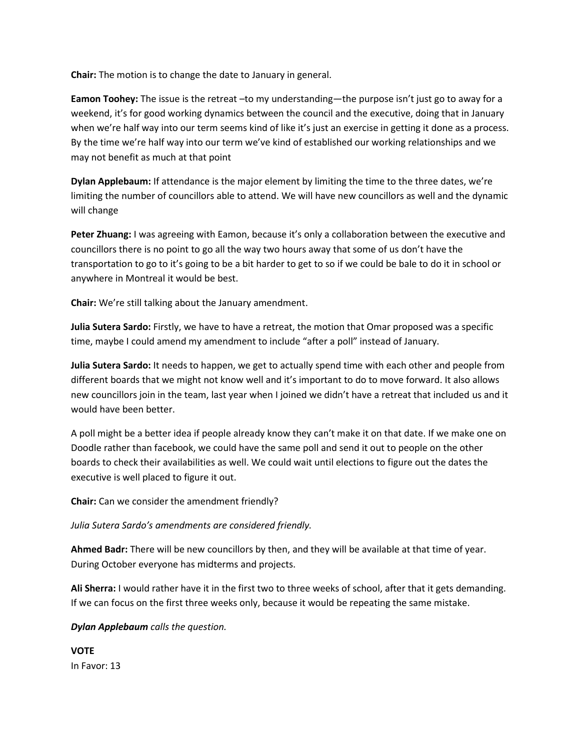**Chair:** The motion is to change the date to January in general.

**Eamon Toohey:** The issue is the retreat –to my understanding—the purpose isn't just go to away for a weekend, it's for good working dynamics between the council and the executive, doing that in January when we're half way into our term seems kind of like it's just an exercise in getting it done as a process. By the time we're half way into our term we've kind of established our working relationships and we may not benefit as much at that point

**Dylan Applebaum:** If attendance is the major element by limiting the time to the three dates, we're limiting the number of councillors able to attend. We will have new councillors as well and the dynamic will change

**Peter Zhuang:** I was agreeing with Eamon, because it's only a collaboration between the executive and councillors there is no point to go all the way two hours away that some of us don't have the transportation to go to it's going to be a bit harder to get to so if we could be bale to do it in school or anywhere in Montreal it would be best.

**Chair:** We're still talking about the January amendment.

**Julia Sutera Sardo:** Firstly, we have to have a retreat, the motion that Omar proposed was a specific time, maybe I could amend my amendment to include "after a poll" instead of January.

**Julia Sutera Sardo:** It needs to happen, we get to actually spend time with each other and people from different boards that we might not know well and it's important to do to move forward. It also allows new councillors join in the team, last year when I joined we didn't have a retreat that included us and it would have been better.

A poll might be a better idea if people already know they can't make it on that date. If we make one on Doodle rather than facebook, we could have the same poll and send it out to people on the other boards to check their availabilities as well. We could wait until elections to figure out the dates the executive is well placed to figure it out.

**Chair:** Can we consider the amendment friendly?

*Julia Sutera Sardo's amendments are considered friendly.*

**Ahmed Badr:** There will be new councillors by then, and they will be available at that time of year. During October everyone has midterms and projects.

**Ali Sherra:** I would rather have it in the first two to three weeks of school, after that it gets demanding. If we can focus on the first three weeks only, because it would be repeating the same mistake.

***Dylan Applebaum*** *calls the question.*

**VOTE**
In Favor: 13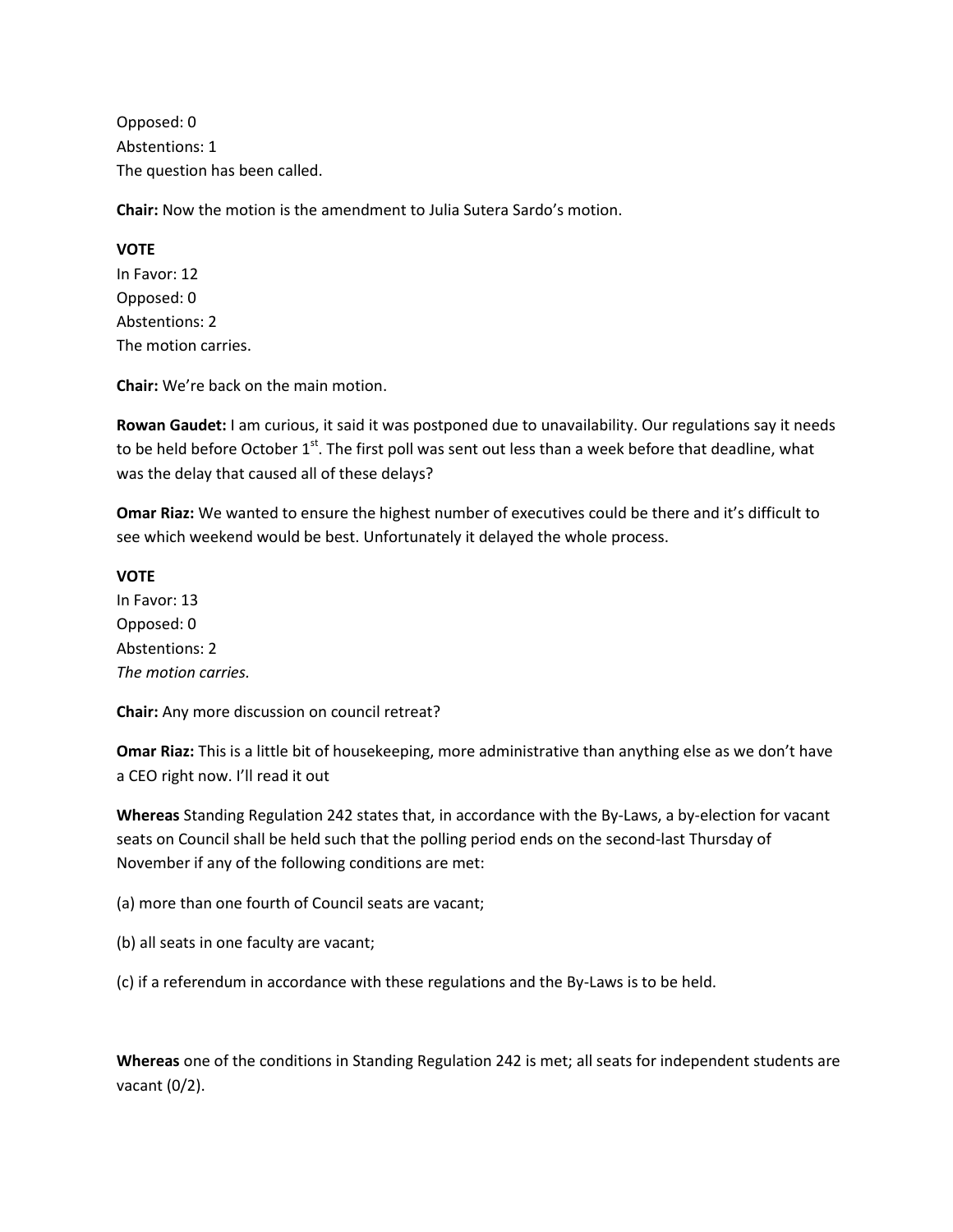Opposed: 0
Abstentions: 1
The question has been called.

**Chair:** Now the motion is the amendment to Julia Sutera Sardo's motion.

**VOTE**
In Favor: 12
Opposed: 0
Abstentions: 2
The motion carries.

**Chair:** We're back on the main motion.

**Rowan Gaudet:** I am curious, it said it was postponed due to unavailability. Our regulations say it needs to be held before October 1st. The first poll was sent out less than a week before that deadline, what was the delay that caused all of these delays?

**Omar Riaz:** We wanted to ensure the highest number of executives could be there and it's difficult to see which weekend would be best. Unfortunately it delayed the whole process.

**VOTE**
In Favor: 13
Opposed: 0
Abstentions: 2
*The motion carries.*

**Chair:** Any more discussion on council retreat?

**Omar Riaz:** This is a little bit of housekeeping, more administrative than anything else as we don't have a CEO right now. I'll read it out

**Whereas** Standing Regulation 242 states that, in accordance with the By-Laws, a by-election for vacant seats on Council shall be held such that the polling period ends on the second-last Thursday of November if any of the following conditions are met:

(a) more than one fourth of Council seats are vacant;

(b) all seats in one faculty are vacant;

(c) if a referendum in accordance with these regulations and the By-Laws is to be held.

**Whereas** one of the conditions in Standing Regulation 242 is met; all seats for independent students are vacant (0/2).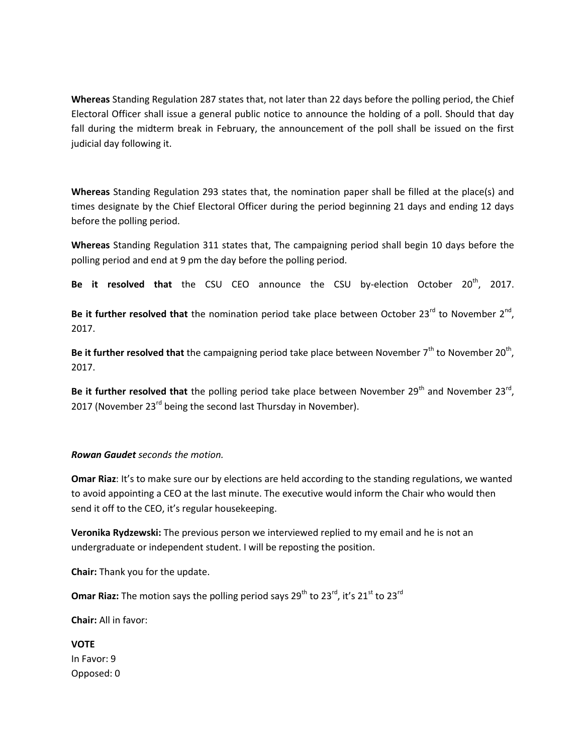**Whereas** Standing Regulation 287 states that, not later than 22 days before the polling period, the Chief Electoral Officer shall issue a general public notice to announce the holding of a poll. Should that day fall during the midterm break in February, the announcement of the poll shall be issued on the first judicial day following it.

**Whereas** Standing Regulation 293 states that, the nomination paper shall be filled at the place(s) and times designate by the Chief Electoral Officer during the period beginning 21 days and ending 12 days before the polling period.

**Whereas** Standing Regulation 311 states that, The campaigning period shall begin 10 days before the polling period and end at 9 pm the day before the polling period.

**Be it resolved that** the CSU CEO announce the CSU by-election October 20th, 2017.

**Be it further resolved that** the nomination period take place between October 23rd to November 2nd, 2017.

**Be it further resolved that** the campaigning period take place between November 7th to November 20th, 2017.

**Be it further resolved that** the polling period take place between November 29th and November 23rd, 2017 (November 23rd being the second last Thursday in November).

***Rowan Gaudet** seconds the motion.*

**Omar Riaz**: It's to make sure our by elections are held according to the standing regulations, we wanted to avoid appointing a CEO at the last minute. The executive would inform the Chair who would then send it off to the CEO, it's regular housekeeping.

**Veronika Rydzewski:** The previous person we interviewed replied to my email and he is not an undergraduate or independent student. I will be reposting the position.

**Chair:** Thank you for the update.

**Omar Riaz:** The motion says the polling period says 29th to 23rd, it's 21st to 23rd

**Chair:** All in favor:

**VOTE**
In Favor: 9
Opposed: 0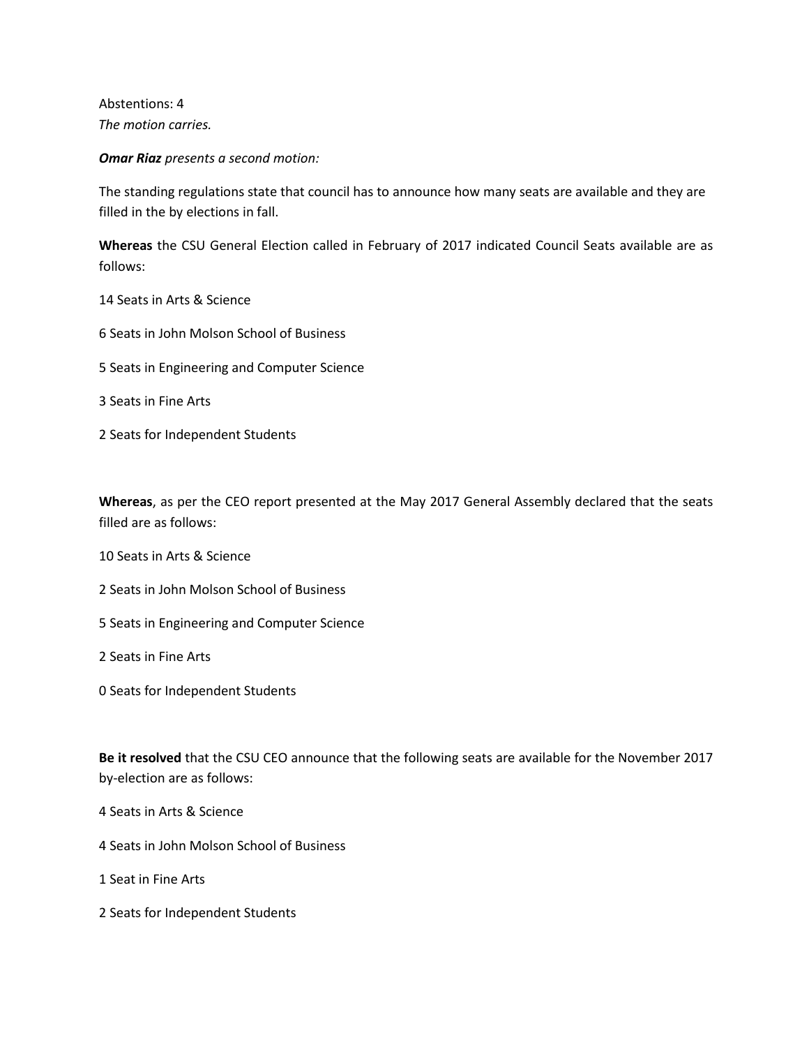Abstentions: 4
*The motion carries.*

***Omar Riaz*** *presents a second motion:*

The standing regulations state that council has to announce how many seats are available and they are filled in the by elections in fall.

**Whereas** the CSU General Election called in February of 2017 indicated Council Seats available are as follows:

14 Seats in Arts & Science

6 Seats in John Molson School of Business

5 Seats in Engineering and Computer Science

3 Seats in Fine Arts

2 Seats for Independent Students

**Whereas**, as per the CEO report presented at the May 2017 General Assembly declared that the seats filled are as follows:

10 Seats in Arts & Science

2 Seats in John Molson School of Business

5 Seats in Engineering and Computer Science

2 Seats in Fine Arts

0 Seats for Independent Students

**Be it resolved** that the CSU CEO announce that the following seats are available for the November 2017 by-election are as follows:

4 Seats in Arts & Science

4 Seats in John Molson School of Business

1 Seat in Fine Arts

2 Seats for Independent Students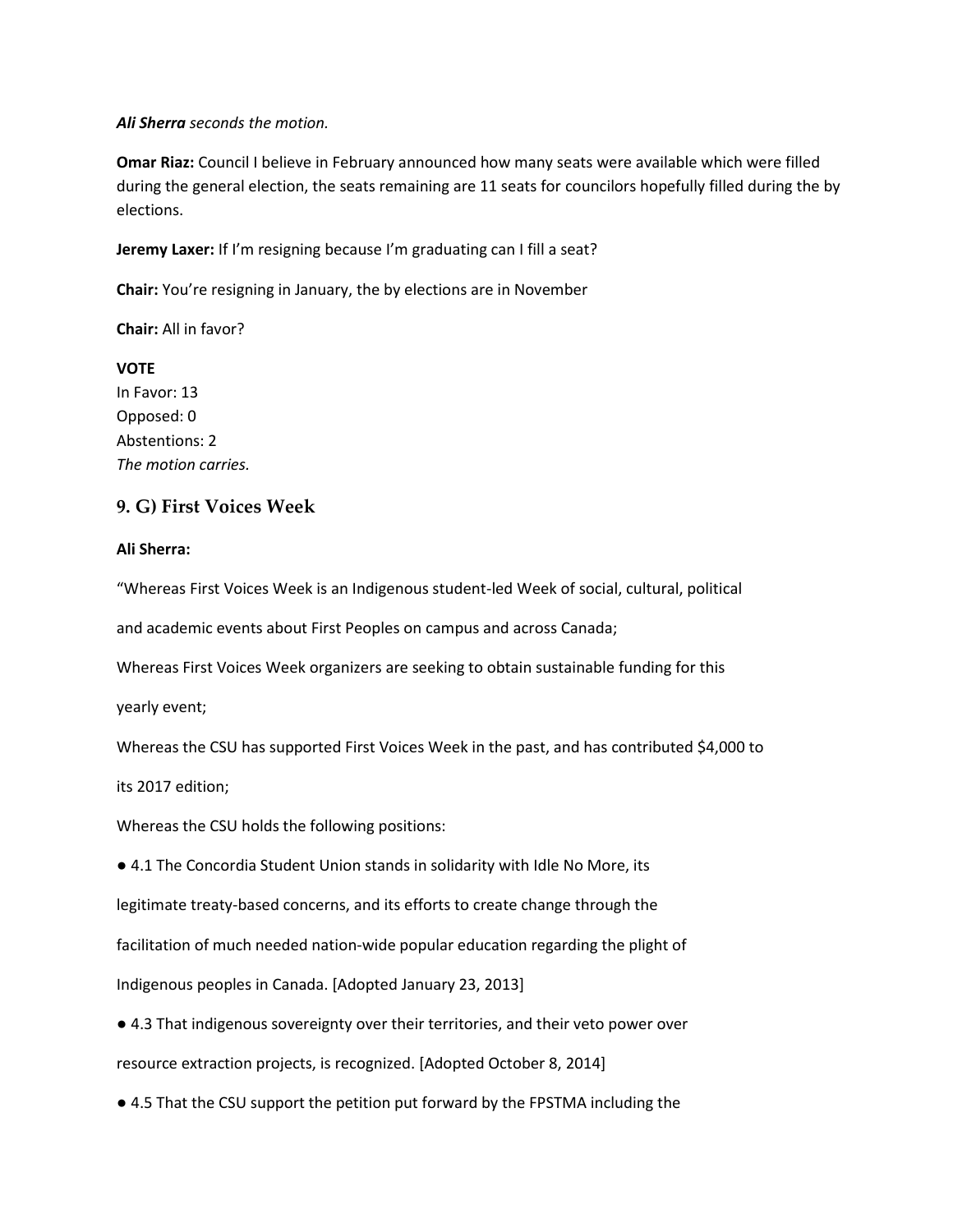***Ali Sherra*** *seconds the motion.*

**Omar Riaz:** Council I believe in February announced how many seats were available which were filled during the general election, the seats remaining are 11 seats for councilors hopefully filled during the by elections.

**Jeremy Laxer:** If I'm resigning because I'm graduating can I fill a seat?

**Chair:** You're resigning in January, the by elections are in November

**Chair:** All in favor?

**VOTE**
In Favor: 13
Opposed: 0
Abstentions: 2
*The motion carries.*

## 9. G) First Voices Week

**Ali Sherra:**

"Whereas First Voices Week is an Indigenous student-led Week of social, cultural, political and academic events about First Peoples on campus and across Canada;

Whereas First Voices Week organizers are seeking to obtain sustainable funding for this yearly event;

Whereas the CSU has supported First Voices Week in the past, and has contributed $4,000 to its 2017 edition;

Whereas the CSU holds the following positions:

- 4.1 The Concordia Student Union stands in solidarity with Idle No More, its legitimate treaty-based concerns, and its efforts to create change through the facilitation of much needed nation-wide popular education regarding the plight of Indigenous peoples in Canada. [Adopted January 23, 2013]
- 4.3 That indigenous sovereignty over their territories, and their veto power over resource extraction projects, is recognized. [Adopted October 8, 2014]
- 4.5 That the CSU support the petition put forward by the FPSTMA including the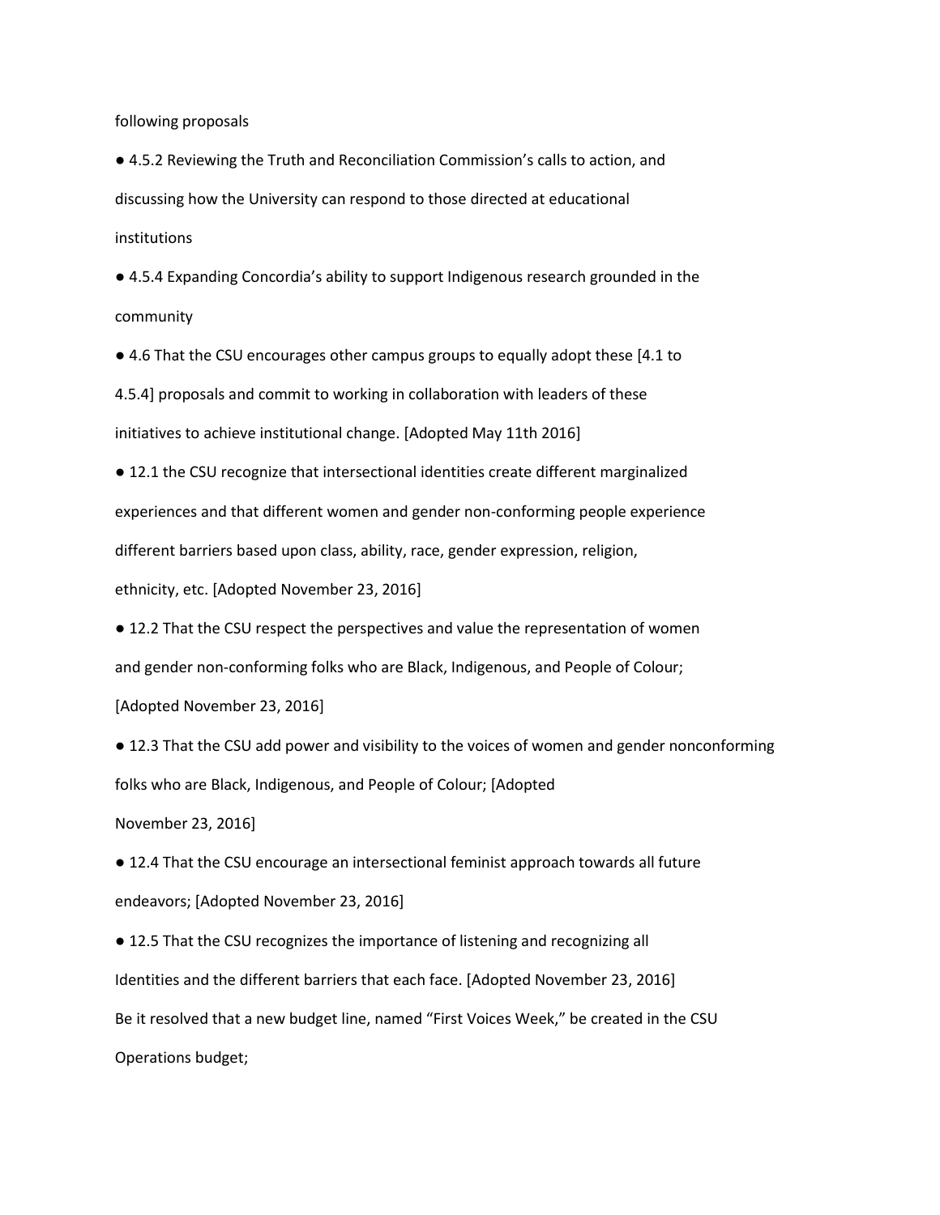following proposals

- 4.5.2 Reviewing the Truth and Reconciliation Commission's calls to action, and discussing how the University can respond to those directed at educational institutions
- 4.5.4 Expanding Concordia's ability to support Indigenous research grounded in the community
- 4.6 That the CSU encourages other campus groups to equally adopt these [4.1 to 4.5.4] proposals and commit to working in collaboration with leaders of these initiatives to achieve institutional change. [Adopted May 11th 2016]
- 12.1 the CSU recognize that intersectional identities create different marginalized experiences and that different women and gender non-conforming people experience different barriers based upon class, ability, race, gender expression, religion, ethnicity, etc. [Adopted November 23, 2016]
- 12.2 That the CSU respect the perspectives and value the representation of women and gender non-conforming folks who are Black, Indigenous, and People of Colour; [Adopted November 23, 2016]
- 12.3 That the CSU add power and visibility to the voices of women and gender nonconforming folks who are Black, Indigenous, and People of Colour; [Adopted November 23, 2016]
- 12.4 That the CSU encourage an intersectional feminist approach towards all future endeavors; [Adopted November 23, 2016]
- 12.5 That the CSU recognizes the importance of listening and recognizing all Identities and the different barriers that each face. [Adopted November 23, 2016]

Be it resolved that a new budget line, named "First Voices Week," be created in the CSU Operations budget;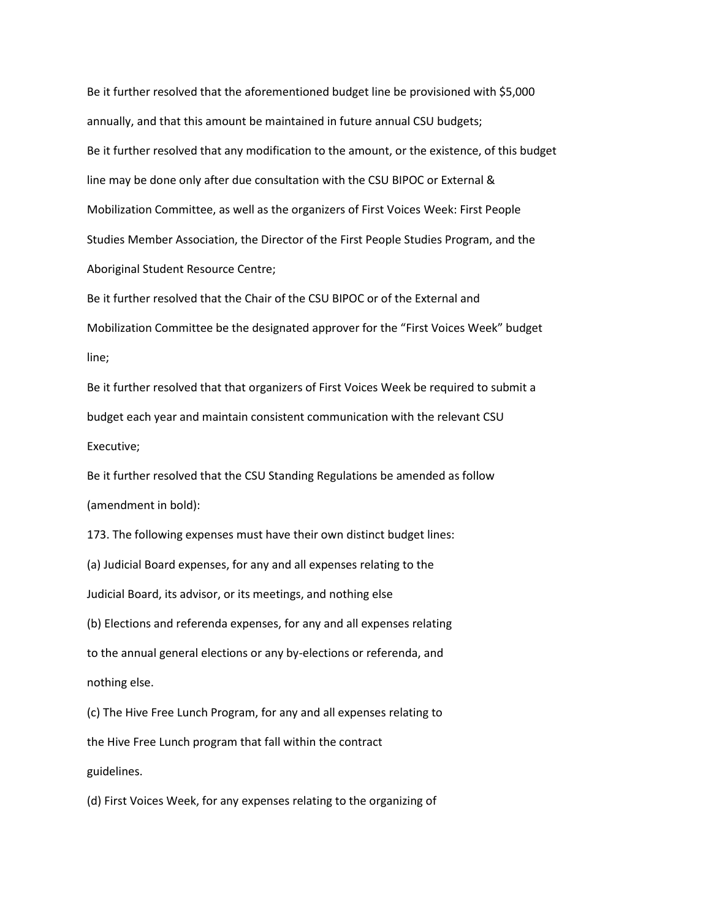Be it further resolved that the aforementioned budget line be provisioned with $5,000 annually, and that this amount be maintained in future annual CSU budgets;

Be it further resolved that any modification to the amount, or the existence, of this budget line may be done only after due consultation with the CSU BIPOC or External & Mobilization Committee, as well as the organizers of First Voices Week: First People Studies Member Association, the Director of the First People Studies Program, and the Aboriginal Student Resource Centre;

Be it further resolved that the Chair of the CSU BIPOC or of the External and Mobilization Committee be the designated approver for the "First Voices Week" budget line;

Be it further resolved that that organizers of First Voices Week be required to submit a budget each year and maintain consistent communication with the relevant CSU Executive;

Be it further resolved that the CSU Standing Regulations be amended as follow (amendment in bold):

173. The following expenses must have their own distinct budget lines:

(a) Judicial Board expenses, for any and all expenses relating to the Judicial Board, its advisor, or its meetings, and nothing else

(b) Elections and referenda expenses, for any and all expenses relating to the annual general elections or any by-elections or referenda, and nothing else.

(c) The Hive Free Lunch Program, for any and all expenses relating to the Hive Free Lunch program that fall within the contract guidelines.

(d) First Voices Week, for any expenses relating to the organizing of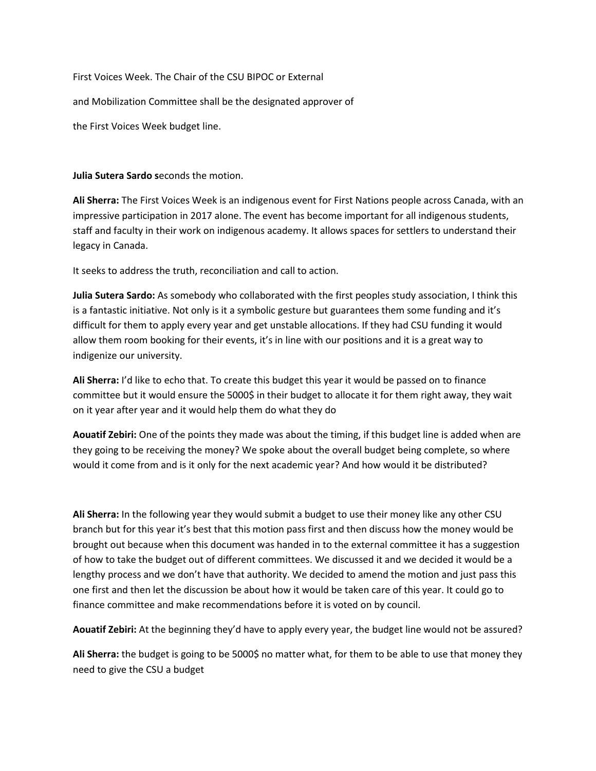First Voices Week. The Chair of the CSU BIPOC or External

and Mobilization Committee shall be the designated approver of

the First Voices Week budget line.

**Julia Sutera Sardo s**econds the motion.

**Ali Sherra:** The First Voices Week is an indigenous event for First Nations people across Canada, with an impressive participation in 2017 alone. The event has become important for all indigenous students, staff and faculty in their work on indigenous academy. It allows spaces for settlers to understand their legacy in Canada.

It seeks to address the truth, reconciliation and call to action.

**Julia Sutera Sardo:** As somebody who collaborated with the first peoples study association, I think this is a fantastic initiative. Not only is it a symbolic gesture but guarantees them some funding and it's difficult for them to apply every year and get unstable allocations. If they had CSU funding it would allow them room booking for their events, it's in line with our positions and it is a great way to indigenize our university.

**Ali Sherra:** I'd like to echo that. To create this budget this year it would be passed on to finance committee but it would ensure the 5000$ in their budget to allocate it for them right away, they wait on it year after year and it would help them do what they do

**Aouatif Zebiri:** One of the points they made was about the timing, if this budget line is added when are they going to be receiving the money? We spoke about the overall budget being complete, so where would it come from and is it only for the next academic year? And how would it be distributed?

**Ali Sherra:** In the following year they would submit a budget to use their money like any other CSU branch but for this year it's best that this motion pass first and then discuss how the money would be brought out because when this document was handed in to the external committee it has a suggestion of how to take the budget out of different committees. We discussed it and we decided it would be a lengthy process and we don't have that authority. We decided to amend the motion and just pass this one first and then let the discussion be about how it would be taken care of this year. It could go to finance committee and make recommendations before it is voted on by council.

**Aouatif Zebiri:** At the beginning they'd have to apply every year, the budget line would not be assured?

**Ali Sherra:** the budget is going to be 5000$ no matter what, for them to be able to use that money they need to give the CSU a budget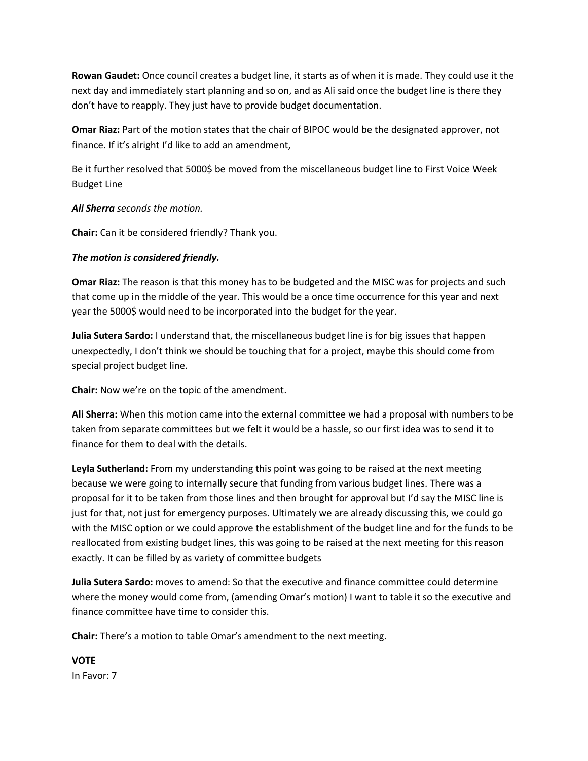**Rowan Gaudet:** Once council creates a budget line, it starts as of when it is made. They could use it the next day and immediately start planning and so on, and as Ali said once the budget line is there they don't have to reapply. They just have to provide budget documentation.

**Omar Riaz:** Part of the motion states that the chair of BIPOC would be the designated approver, not finance. If it's alright I'd like to add an amendment,

Be it further resolved that 5000$ be moved from the miscellaneous budget line to First Voice Week Budget Line

***Ali Sherra*** *seconds the motion.*

**Chair:** Can it be considered friendly? Thank you.

***The motion is considered friendly.***

**Omar Riaz:** The reason is that this money has to be budgeted and the MISC was for projects and such that come up in the middle of the year. This would be a once time occurrence for this year and next year the 5000$ would need to be incorporated into the budget for the year.

**Julia Sutera Sardo:** I understand that, the miscellaneous budget line is for big issues that happen unexpectedly, I don't think we should be touching that for a project, maybe this should come from special project budget line.

**Chair:** Now we're on the topic of the amendment.

**Ali Sherra:** When this motion came into the external committee we had a proposal with numbers to be taken from separate committees but we felt it would be a hassle, so our first idea was to send it to finance for them to deal with the details.

**Leyla Sutherland:** From my understanding this point was going to be raised at the next meeting because we were going to internally secure that funding from various budget lines. There was a proposal for it to be taken from those lines and then brought for approval but I'd say the MISC line is just for that, not just for emergency purposes. Ultimately we are already discussing this, we could go with the MISC option or we could approve the establishment of the budget line and for the funds to be reallocated from existing budget lines, this was going to be raised at the next meeting for this reason exactly. It can be filled by as variety of committee budgets

**Julia Sutera Sardo:** moves to amend: So that the executive and finance committee could determine where the money would come from, (amending Omar's motion) I want to table it so the executive and finance committee have time to consider this.

**Chair:** There's a motion to table Omar's amendment to the next meeting.

**VOTE**
In Favor: 7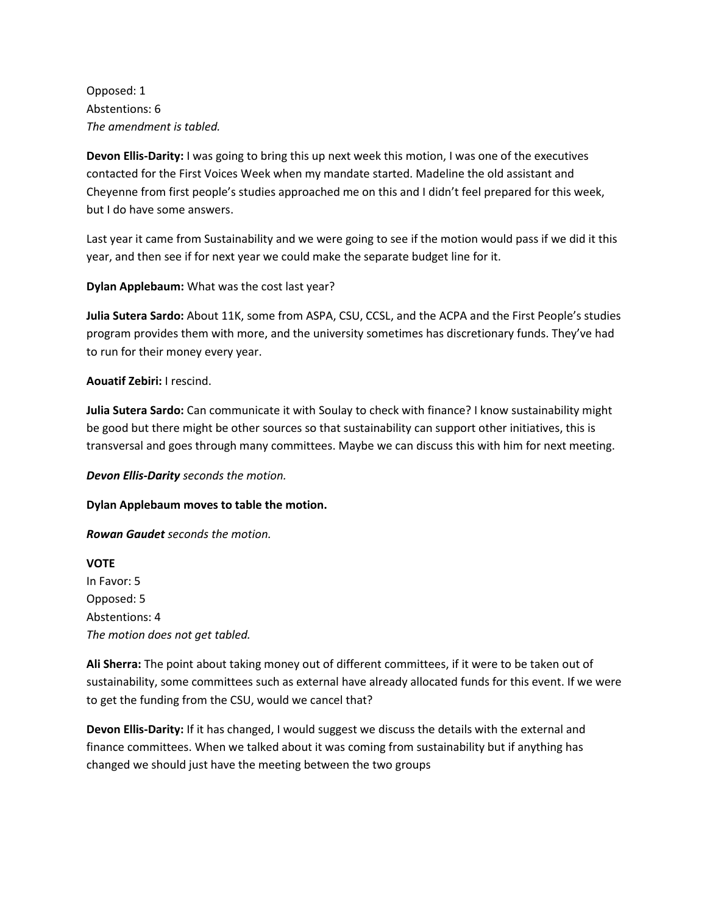Opposed: 1
Abstentions: 6
*The amendment is tabled.*

**Devon Ellis-Darity:** I was going to bring this up next week this motion, I was one of the executives contacted for the First Voices Week when my mandate started. Madeline the old assistant and Cheyenne from first people's studies approached me on this and I didn't feel prepared for this week, but I do have some answers.

Last year it came from Sustainability and we were going to see if the motion would pass if we did it this year, and then see if for next year we could make the separate budget line for it.

**Dylan Applebaum:** What was the cost last year?

**Julia Sutera Sardo:** About 11K, some from ASPA, CSU, CCSL, and the ACPA and the First People's studies program provides them with more, and the university sometimes has discretionary funds. They've had to run for their money every year.

**Aouatif Zebiri:** I rescind.

**Julia Sutera Sardo:** Can communicate it with Soulay to check with finance? I know sustainability might be good but there might be other sources so that sustainability can support other initiatives, this is transversal and goes through many committees. Maybe we can discuss this with him for next meeting.

***Devon Ellis-Darity** seconds the motion.*

**Dylan Applebaum moves to table the motion.**

***Rowan Gaudet** seconds the motion.*

**VOTE**
In Favor: 5
Opposed: 5
Abstentions: 4
*The motion does not get tabled.*

**Ali Sherra:** The point about taking money out of different committees, if it were to be taken out of sustainability, some committees such as external have already allocated funds for this event. If we were to get the funding from the CSU, would we cancel that?

**Devon Ellis-Darity:** If it has changed, I would suggest we discuss the details with the external and finance committees. When we talked about it was coming from sustainability but if anything has changed we should just have the meeting between the two groups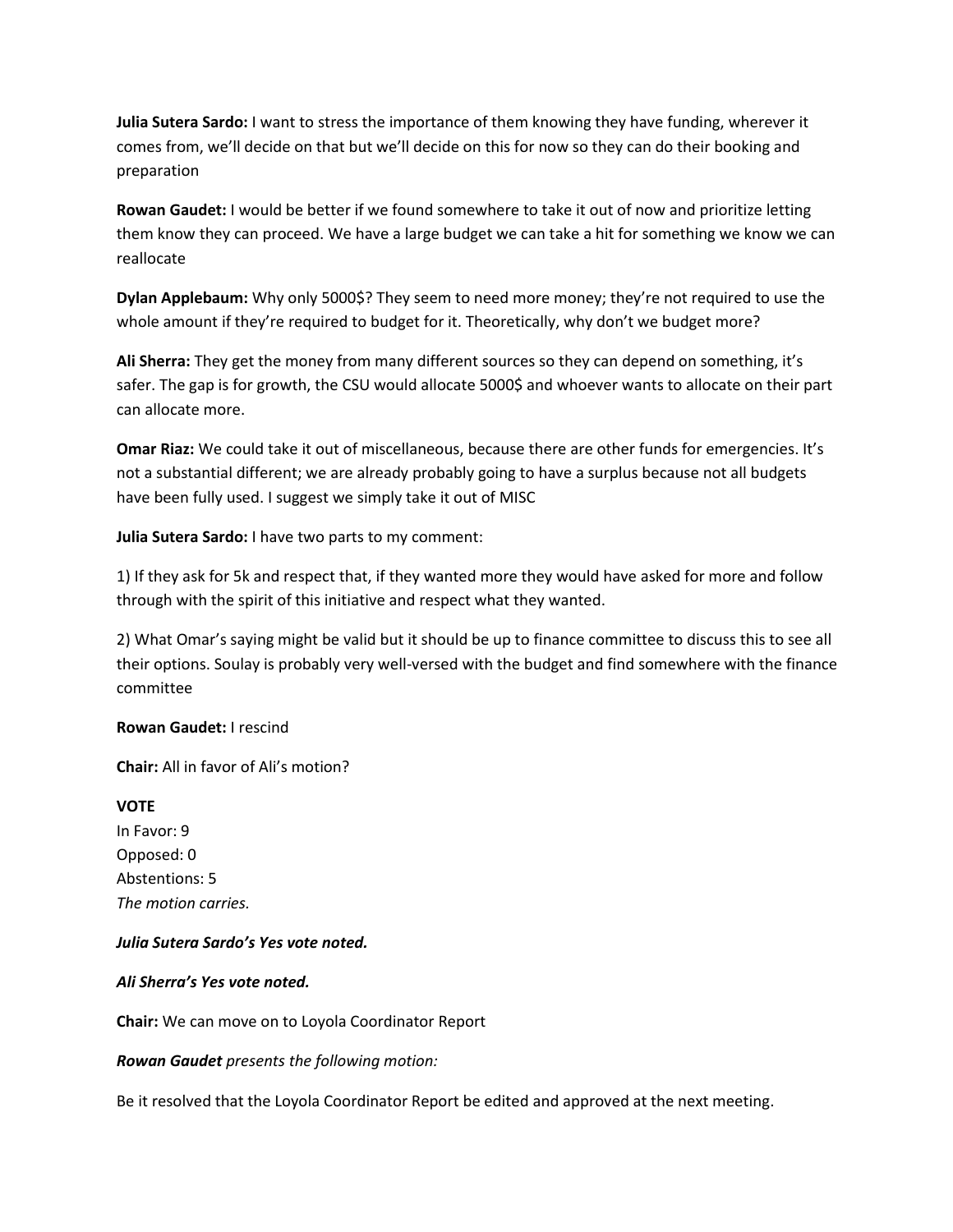**Julia Sutera Sardo:** I want to stress the importance of them knowing they have funding, wherever it comes from, we'll decide on that but we'll decide on this for now so they can do their booking and preparation

**Rowan Gaudet:** I would be better if we found somewhere to take it out of now and prioritize letting them know they can proceed. We have a large budget we can take a hit for something we know we can reallocate

**Dylan Applebaum:** Why only 5000$? They seem to need more money; they're not required to use the whole amount if they're required to budget for it. Theoretically, why don't we budget more?

**Ali Sherra:** They get the money from many different sources so they can depend on something, it's safer. The gap is for growth, the CSU would allocate 5000$ and whoever wants to allocate on their part can allocate more.

**Omar Riaz:** We could take it out of miscellaneous, because there are other funds for emergencies. It's not a substantial different; we are already probably going to have a surplus because not all budgets have been fully used. I suggest we simply take it out of MISC

**Julia Sutera Sardo:** I have two parts to my comment:

1) If they ask for 5k and respect that, if they wanted more they would have asked for more and follow through with the spirit of this initiative and respect what they wanted.

2) What Omar's saying might be valid but it should be up to finance committee to discuss this to see all their options. Soulay is probably very well-versed with the budget and find somewhere with the finance committee

**Rowan Gaudet:** I rescind

**Chair:** All in favor of Ali's motion?

**VOTE**
In Favor: 9
Opposed: 0
Abstentions: 5
*The motion carries.*

***Julia Sutera Sardo's Yes vote noted.***

***Ali Sherra's Yes vote noted.***

**Chair:** We can move on to Loyola Coordinator Report

***Rowan Gaudet*** *presents the following motion:*

Be it resolved that the Loyola Coordinator Report be edited and approved at the next meeting.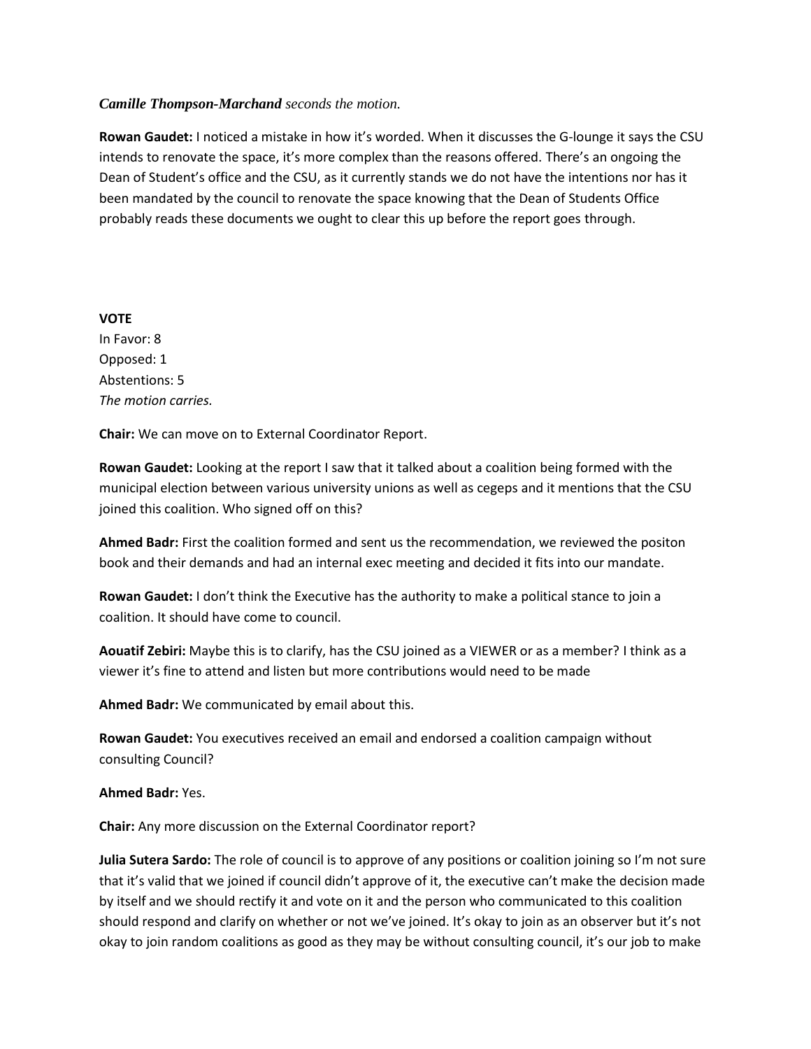***Camille Thompson-Marchand*** *seconds the motion.*

**Rowan Gaudet:** I noticed a mistake in how it's worded. When it discusses the G-lounge it says the CSU intends to renovate the space, it's more complex than the reasons offered. There's an ongoing the Dean of Student's office and the CSU, as it currently stands we do not have the intentions nor has it been mandated by the council to renovate the space knowing that the Dean of Students Office probably reads these documents we ought to clear this up before the report goes through.

**VOTE**
In Favor: 8
Opposed: 1
Abstentions: 5
*The motion carries.*

**Chair:** We can move on to External Coordinator Report.

**Rowan Gaudet:** Looking at the report I saw that it talked about a coalition being formed with the municipal election between various university unions as well as cegeps and it mentions that the CSU joined this coalition. Who signed off on this?

**Ahmed Badr:** First the coalition formed and sent us the recommendation, we reviewed the positon book and their demands and had an internal exec meeting and decided it fits into our mandate.

**Rowan Gaudet:** I don't think the Executive has the authority to make a political stance to join a coalition. It should have come to council.

**Aouatif Zebiri:** Maybe this is to clarify, has the CSU joined as a VIEWER or as a member? I think as a viewer it's fine to attend and listen but more contributions would need to be made

**Ahmed Badr:** We communicated by email about this.

**Rowan Gaudet:** You executives received an email and endorsed a coalition campaign without consulting Council?

**Ahmed Badr:** Yes.

**Chair:** Any more discussion on the External Coordinator report?

**Julia Sutera Sardo:** The role of council is to approve of any positions or coalition joining so I'm not sure that it's valid that we joined if council didn't approve of it, the executive can't make the decision made by itself and we should rectify it and vote on it and the person who communicated to this coalition should respond and clarify on whether or not we've joined. It's okay to join as an observer but it's not okay to join random coalitions as good as they may be without consulting council, it's our job to make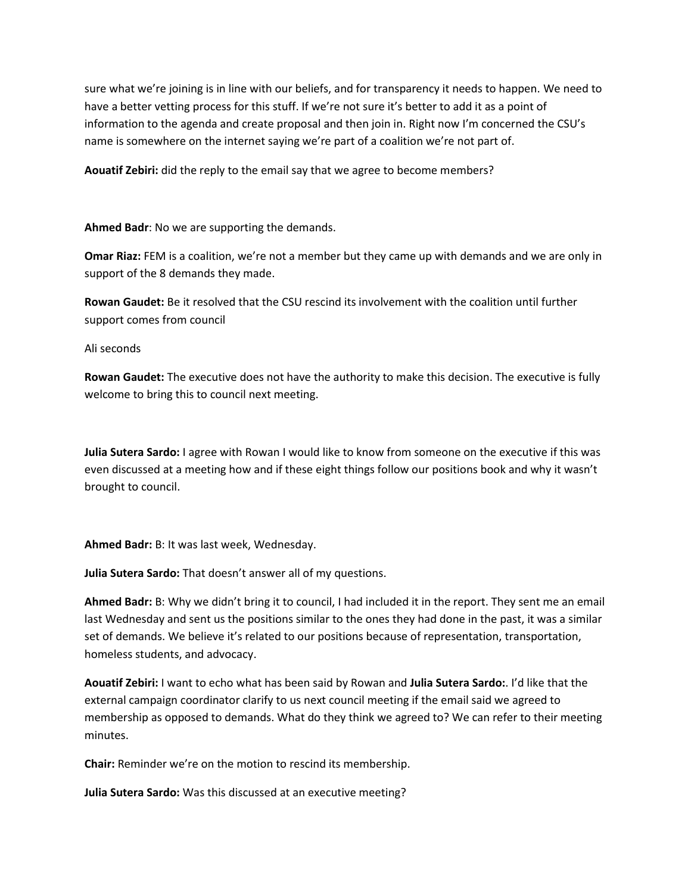sure what we're joining is in line with our beliefs, and for transparency it needs to happen. We need to have a better vetting process for this stuff. If we're not sure it's better to add it as a point of information to the agenda and create proposal and then join in. Right now I'm concerned the CSU's name is somewhere on the internet saying we're part of a coalition we're not part of.

**Aouatif Zebiri:** did the reply to the email say that we agree to become members?

**Ahmed Badr**: No we are supporting the demands.

**Omar Riaz:** FEM is a coalition, we're not a member but they came up with demands and we are only in support of the 8 demands they made.

**Rowan Gaudet:** Be it resolved that the CSU rescind its involvement with the coalition until further support comes from council

Ali seconds

**Rowan Gaudet:** The executive does not have the authority to make this decision. The executive is fully welcome to bring this to council next meeting.

**Julia Sutera Sardo:** I agree with Rowan I would like to know from someone on the executive if this was even discussed at a meeting how and if these eight things follow our positions book and why it wasn't brought to council.

**Ahmed Badr:** B: It was last week, Wednesday.

**Julia Sutera Sardo:** That doesn't answer all of my questions.

**Ahmed Badr:** B: Why we didn't bring it to council, I had included it in the report. They sent me an email last Wednesday and sent us the positions similar to the ones they had done in the past, it was a similar set of demands. We believe it's related to our positions because of representation, transportation, homeless students, and advocacy.

**Aouatif Zebiri:** I want to echo what has been said by Rowan and **Julia Sutera Sardo:**. I'd like that the external campaign coordinator clarify to us next council meeting if the email said we agreed to membership as opposed to demands. What do they think we agreed to? We can refer to their meeting minutes.

**Chair:** Reminder we're on the motion to rescind its membership.

**Julia Sutera Sardo:** Was this discussed at an executive meeting?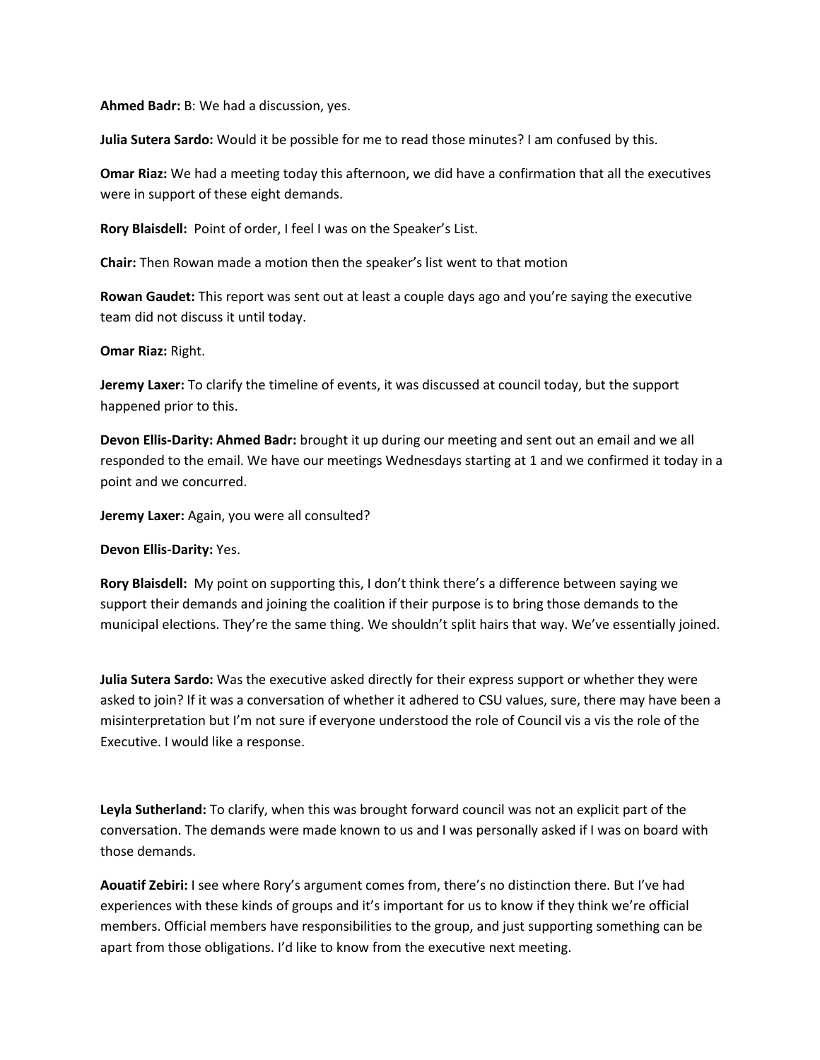**Ahmed Badr:** B: We had a discussion, yes.

**Julia Sutera Sardo:** Would it be possible for me to read those minutes? I am confused by this.

**Omar Riaz:** We had a meeting today this afternoon, we did have a confirmation that all the executives were in support of these eight demands.

**Rory Blaisdell:** Point of order, I feel I was on the Speaker's List.

**Chair:** Then Rowan made a motion then the speaker's list went to that motion

**Rowan Gaudet:** This report was sent out at least a couple days ago and you're saying the executive team did not discuss it until today.

**Omar Riaz:** Right.

**Jeremy Laxer:** To clarify the timeline of events, it was discussed at council today, but the support happened prior to this.

**Devon Ellis-Darity: Ahmed Badr:** brought it up during our meeting and sent out an email and we all responded to the email. We have our meetings Wednesdays starting at 1 and we confirmed it today in a point and we concurred.

**Jeremy Laxer:** Again, you were all consulted?

**Devon Ellis-Darity:** Yes.

**Rory Blaisdell:** My point on supporting this, I don't think there's a difference between saying we support their demands and joining the coalition if their purpose is to bring those demands to the municipal elections. They're the same thing. We shouldn't split hairs that way. We've essentially joined.

**Julia Sutera Sardo:** Was the executive asked directly for their express support or whether they were asked to join? If it was a conversation of whether it adhered to CSU values, sure, there may have been a misinterpretation but I'm not sure if everyone understood the role of Council vis a vis the role of the Executive. I would like a response.

**Leyla Sutherland:** To clarify, when this was brought forward council was not an explicit part of the conversation. The demands were made known to us and I was personally asked if I was on board with those demands.

**Aouatif Zebiri:** I see where Rory's argument comes from, there's no distinction there. But I've had experiences with these kinds of groups and it's important for us to know if they think we're official members. Official members have responsibilities to the group, and just supporting something can be apart from those obligations. I'd like to know from the executive next meeting.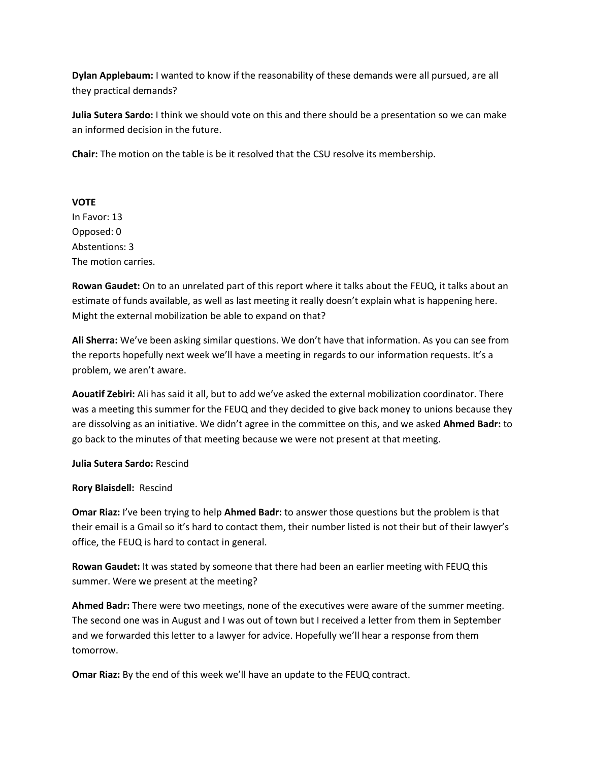**Dylan Applebaum:** I wanted to know if the reasonability of these demands were all pursued, are all they practical demands?

**Julia Sutera Sardo:** I think we should vote on this and there should be a presentation so we can make an informed decision in the future.

**Chair:** The motion on the table is be it resolved that the CSU resolve its membership.

**VOTE**
In Favor: 13
Opposed: 0
Abstentions: 3
The motion carries.

**Rowan Gaudet:** On to an unrelated part of this report where it talks about the FEUQ, it talks about an estimate of funds available, as well as last meeting it really doesn't explain what is happening here. Might the external mobilization be able to expand on that?

**Ali Sherra:** We've been asking similar questions. We don't have that information. As you can see from the reports hopefully next week we'll have a meeting in regards to our information requests. It's a problem, we aren't aware.

**Aouatif Zebiri:** Ali has said it all, but to add we've asked the external mobilization coordinator. There was a meeting this summer for the FEUQ and they decided to give back money to unions because they are dissolving as an initiative. We didn't agree in the committee on this, and we asked **Ahmed Badr:** to go back to the minutes of that meeting because we were not present at that meeting.

**Julia Sutera Sardo:** Rescind

**Rory Blaisdell:** Rescind

**Omar Riaz:** I've been trying to help **Ahmed Badr:** to answer those questions but the problem is that their email is a Gmail so it's hard to contact them, their number listed is not their but of their lawyer's office, the FEUQ is hard to contact in general.

**Rowan Gaudet:** It was stated by someone that there had been an earlier meeting with FEUQ this summer. Were we present at the meeting?

**Ahmed Badr:** There were two meetings, none of the executives were aware of the summer meeting. The second one was in August and I was out of town but I received a letter from them in September and we forwarded this letter to a lawyer for advice. Hopefully we'll hear a response from them tomorrow.

**Omar Riaz:** By the end of this week we'll have an update to the FEUQ contract.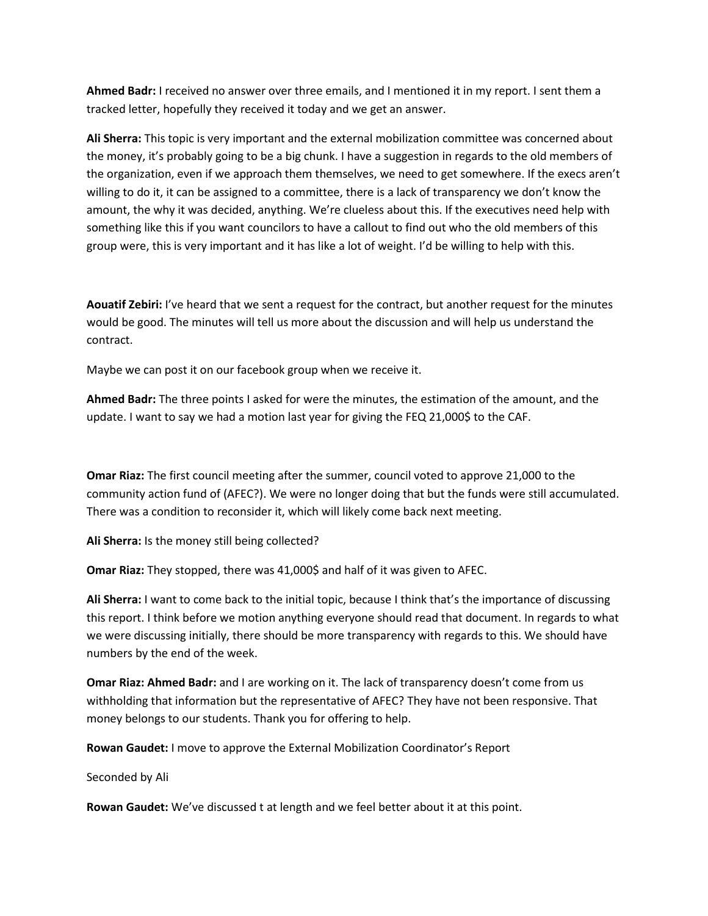**Ahmed Badr:** I received no answer over three emails, and I mentioned it in my report. I sent them a tracked letter, hopefully they received it today and we get an answer.

**Ali Sherra:** This topic is very important and the external mobilization committee was concerned about the money, it's probably going to be a big chunk. I have a suggestion in regards to the old members of the organization, even if we approach them themselves, we need to get somewhere. If the execs aren't willing to do it, it can be assigned to a committee, there is a lack of transparency we don't know the amount, the why it was decided, anything. We're clueless about this. If the executives need help with something like this if you want councilors to have a callout to find out who the old members of this group were, this is very important and it has like a lot of weight. I'd be willing to help with this.

**Aouatif Zebiri:** I've heard that we sent a request for the contract, but another request for the minutes would be good. The minutes will tell us more about the discussion and will help us understand the contract.

Maybe we can post it on our facebook group when we receive it.

**Ahmed Badr:** The three points I asked for were the minutes, the estimation of the amount, and the update. I want to say we had a motion last year for giving the FEQ 21,000$ to the CAF.

**Omar Riaz:** The first council meeting after the summer, council voted to approve 21,000 to the community action fund of (AFEC?). We were no longer doing that but the funds were still accumulated. There was a condition to reconsider it, which will likely come back next meeting.

**Ali Sherra:** Is the money still being collected?

**Omar Riaz:** They stopped, there was 41,000$ and half of it was given to AFEC.

**Ali Sherra:** I want to come back to the initial topic, because I think that's the importance of discussing this report. I think before we motion anything everyone should read that document. In regards to what we were discussing initially, there should be more transparency with regards to this. We should have numbers by the end of the week.

**Omar Riaz: Ahmed Badr:** and I are working on it. The lack of transparency doesn't come from us withholding that information but the representative of AFEC? They have not been responsive. That money belongs to our students. Thank you for offering to help.

**Rowan Gaudet:** I move to approve the External Mobilization Coordinator's Report

Seconded by Ali

**Rowan Gaudet:** We've discussed t at length and we feel better about it at this point.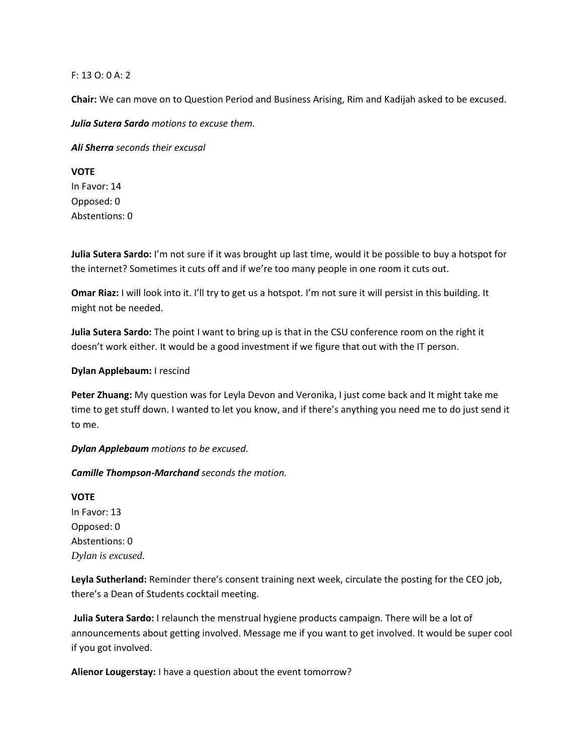F: 13 O: 0 A: 2

**Chair:** We can move on to Question Period and Business Arising, Rim and Kadijah asked to be excused.

***Julia Sutera Sardo*** *motions to excuse them.*

***Ali Sherra*** *seconds their excusal*

**VOTE**
In Favor: 14
Opposed: 0
Abstentions: 0

**Julia Sutera Sardo:** I'm not sure if it was brought up last time, would it be possible to buy a hotspot for the internet? Sometimes it cuts off and if we're too many people in one room it cuts out.

**Omar Riaz:** I will look into it. I'll try to get us a hotspot. I'm not sure it will persist in this building. It might not be needed.

**Julia Sutera Sardo:** The point I want to bring up is that in the CSU conference room on the right it doesn't work either. It would be a good investment if we figure that out with the IT person.

**Dylan Applebaum:** I rescind

**Peter Zhuang:** My question was for Leyla Devon and Veronika, I just come back and It might take me time to get stuff down. I wanted to let you know, and if there's anything you need me to do just send it to me.

***Dylan Applebaum*** *motions to be excused.*

***Camille Thompson-Marchand*** *seconds the motion.*

**VOTE**
In Favor: 13
Opposed: 0
Abstentions: 0
*Dylan is excused.*

**Leyla Sutherland:** Reminder there's consent training next week, circulate the posting for the CEO job, there's a Dean of Students cocktail meeting.

**Julia Sutera Sardo:** I relaunch the menstrual hygiene products campaign. There will be a lot of announcements about getting involved. Message me if you want to get involved. It would be super cool if you got involved.

**Alienor Lougerstay:** I have a question about the event tomorrow?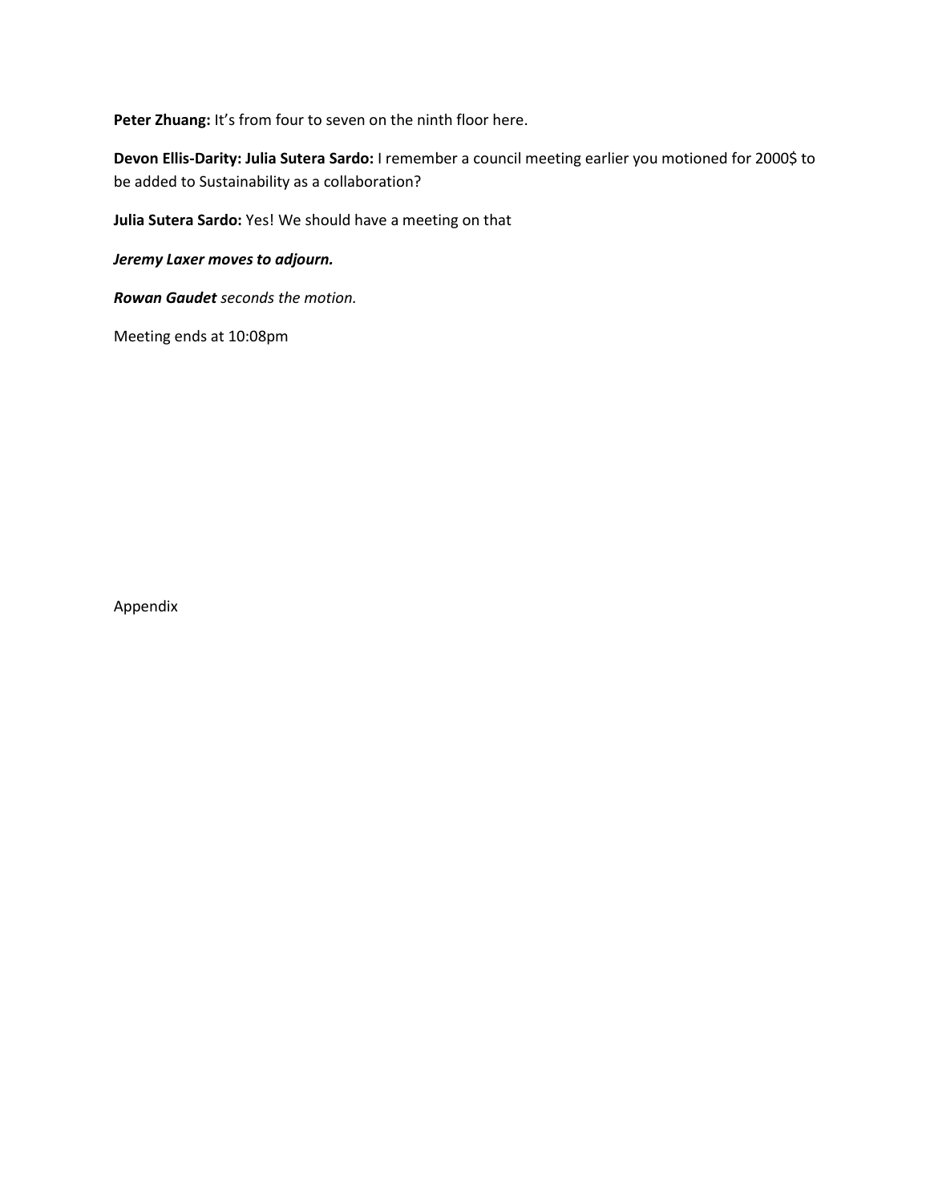**Peter Zhuang:** It's from four to seven on the ninth floor here.

**Devon Ellis-Darity: Julia Sutera Sardo:** I remember a council meeting earlier you motioned for 2000$ to be added to Sustainability as a collaboration?

**Julia Sutera Sardo:** Yes! We should have a meeting on that

***Jeremy Laxer moves to adjourn.***

***Rowan Gaudet*** *seconds the motion.*

Meeting ends at 10:08pm

Appendix